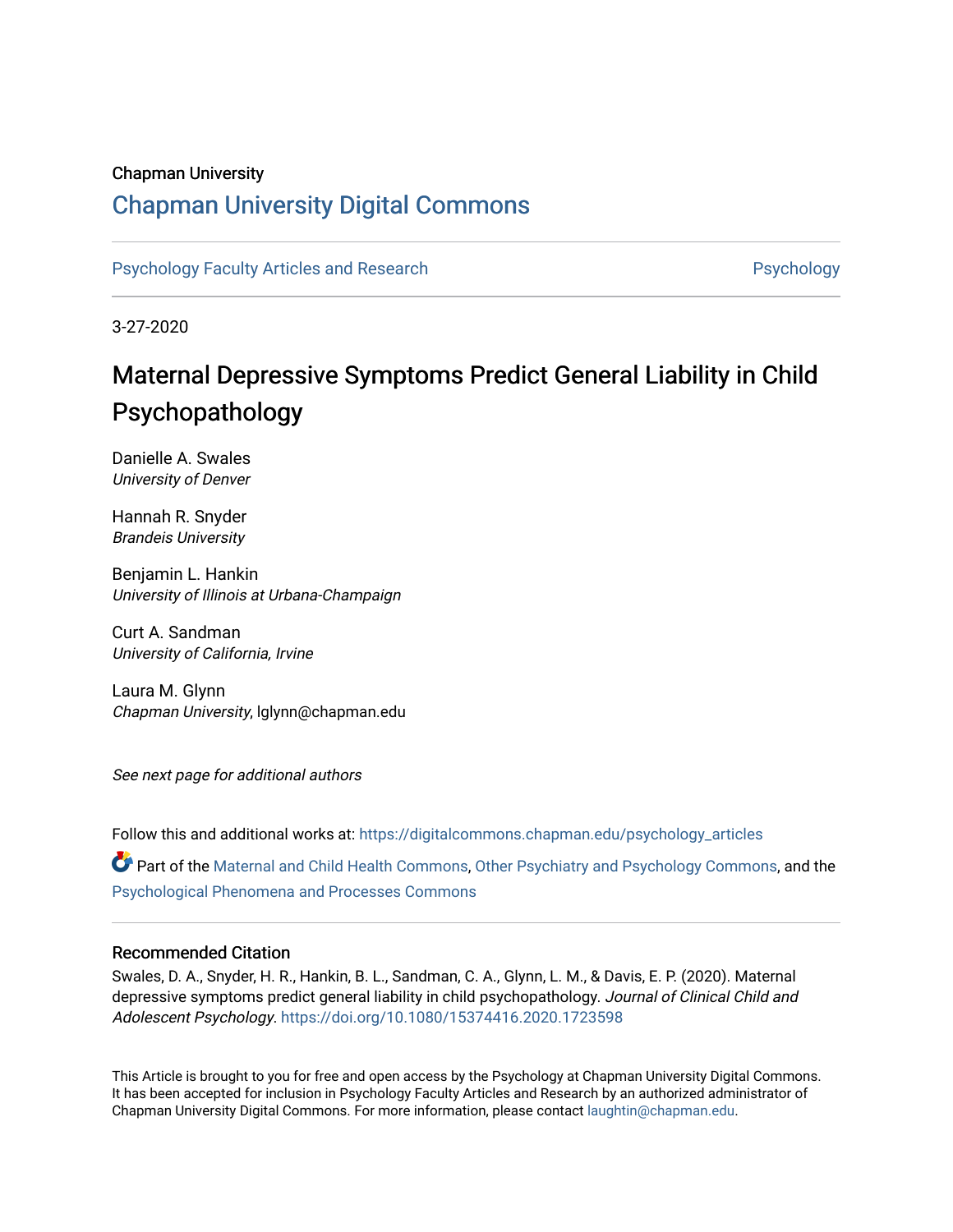Chapman University

# Chapman University Digital Commons

Psychology Faculty Articles and Research | Psychology

3-27-2020

## Maternal Depressive Symptoms Predict General Liability in Child Psychopathology

Danielle A. Swales
*University of Denver*

Hannah R. Snyder
*Brandeis University*

Benjamin L. Hankin
*University of Illinois at Urbana-Champaign*

Curt A. Sandman
*University of California, Irvine*

Laura M. Glynn
*Chapman University*, lglynn@chapman.edu

*See next page for additional authors*

Follow this and additional works at: https://digitalcommons.chapman.edu/psychology_articles

Part of the Maternal and Child Health Commons, Other Psychiatry and Psychology Commons, and the Psychological Phenomena and Processes Commons

### Recommended Citation

Swales, D. A., Snyder, H. R., Hankin, B. L., Sandman, C. A., Glynn, L. M., & Davis, E. P. (2020). Maternal depressive symptoms predict general liability in child psychopathology. *Journal of Clinical Child and Adolescent Psychology*. https://doi.org/10.1080/15374416.2020.1723598

This Article is brought to you for free and open access by the Psychology at Chapman University Digital Commons. It has been accepted for inclusion in Psychology Faculty Articles and Research by an authorized administrator of Chapman University Digital Commons. For more information, please contact laughtin@chapman.edu.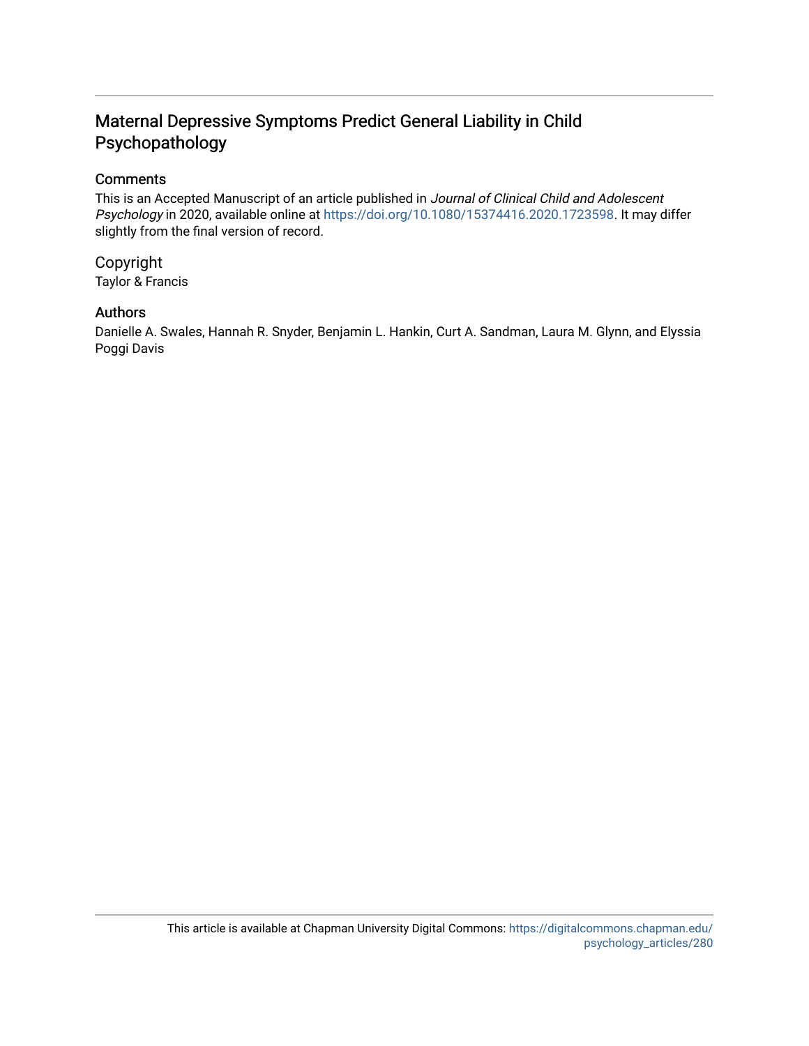# Maternal Depressive Symptoms Predict General Liability in Child Psychopathology

## Comments

This is an Accepted Manuscript of an article published in *Journal of Clinical Child and Adolescent Psychology* in 2020, available online at https://doi.org/10.1080/15374416.2020.1723598. It may differ slightly from the final version of record.

## Copyright

Taylor & Francis

## Authors

Danielle A. Swales, Hannah R. Snyder, Benjamin L. Hankin, Curt A. Sandman, Laura M. Glynn, and Elyssia Poggi Davis

This article is available at Chapman University Digital Commons: https://digitalcommons.chapman.edu/psychology_articles/280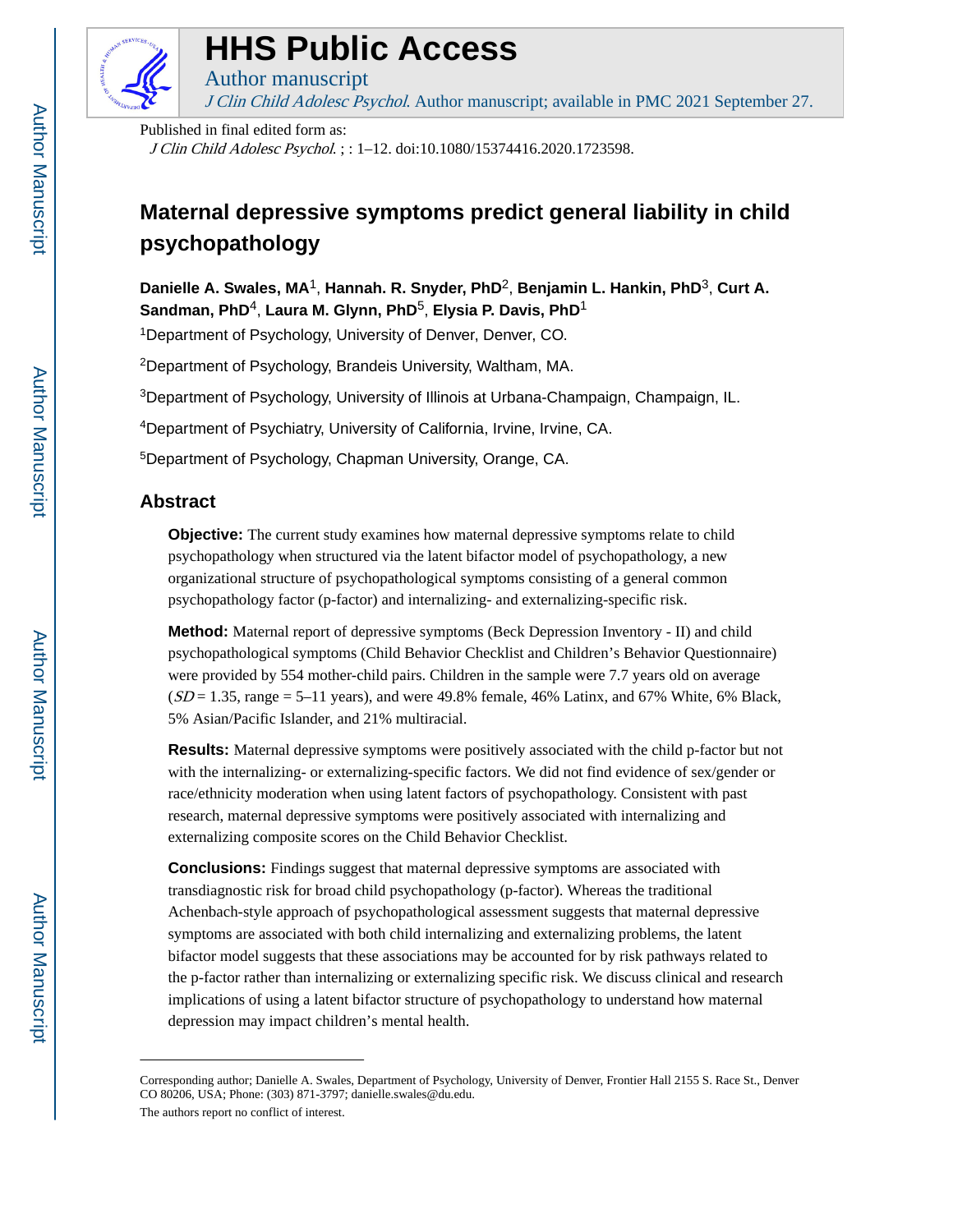# HHS Public Access

Author manuscript

*J Clin Child Adolesc Psychol*. Author manuscript; available in PMC 2021 September 27.

Published in final edited form as:

*J Clin Child Adolesc Psychol*. ; : 1–12. doi:10.1080/15374416.2020.1723598.

# Maternal depressive symptoms predict general liability in child psychopathology

**Danielle A. Swales, MA**[1], **Hannah. R. Snyder, PhD**[2], **Benjamin L. Hankin, PhD**[3], **Curt A. Sandman, PhD**[4], **Laura M. Glynn, PhD**[5], **Elysia P. Davis, PhD**[1]

[1]Department of Psychology, University of Denver, Denver, CO.

[2]Department of Psychology, Brandeis University, Waltham, MA.

[3]Department of Psychology, University of Illinois at Urbana-Champaign, Champaign, IL.

[4]Department of Psychiatry, University of California, Irvine, Irvine, CA.

[5]Department of Psychology, Chapman University, Orange, CA.

## Abstract

**Objective:** The current study examines how maternal depressive symptoms relate to child psychopathology when structured via the latent bifactor model of psychopathology, a new organizational structure of psychopathological symptoms consisting of a general common psychopathology factor (p-factor) and internalizing- and externalizing-specific risk.

**Method:** Maternal report of depressive symptoms (Beck Depression Inventory - II) and child psychopathological symptoms (Child Behavior Checklist and Children's Behavior Questionnaire) were provided by 554 mother-child pairs. Children in the sample were 7.7 years old on average ($SD$ = 1.35, range = 5–11 years), and were 49.8% female, 46% Latinx, and 67% White, 6% Black, 5% Asian/Pacific Islander, and 21% multiracial.

**Results:** Maternal depressive symptoms were positively associated with the child p-factor but not with the internalizing- or externalizing-specific factors. We did not find evidence of sex/gender or race/ethnicity moderation when using latent factors of psychopathology. Consistent with past research, maternal depressive symptoms were positively associated with internalizing and externalizing composite scores on the Child Behavior Checklist.

**Conclusions:** Findings suggest that maternal depressive symptoms are associated with transdiagnostic risk for broad child psychopathology (p-factor). Whereas the traditional Achenbach-style approach of psychopathological assessment suggests that maternal depressive symptoms are associated with both child internalizing and externalizing problems, the latent bifactor model suggests that these associations may be accounted for by risk pathways related to the p-factor rather than internalizing or externalizing specific risk. We discuss clinical and research implications of using a latent bifactor structure of psychopathology to understand how maternal depression may impact children's mental health.

---

Corresponding author; Danielle A. Swales, Department of Psychology, University of Denver, Frontier Hall 2155 S. Race St., Denver CO 80206, USA; Phone: (303) 871-3797; danielle.swales@du.edu.

The authors report no conflict of interest.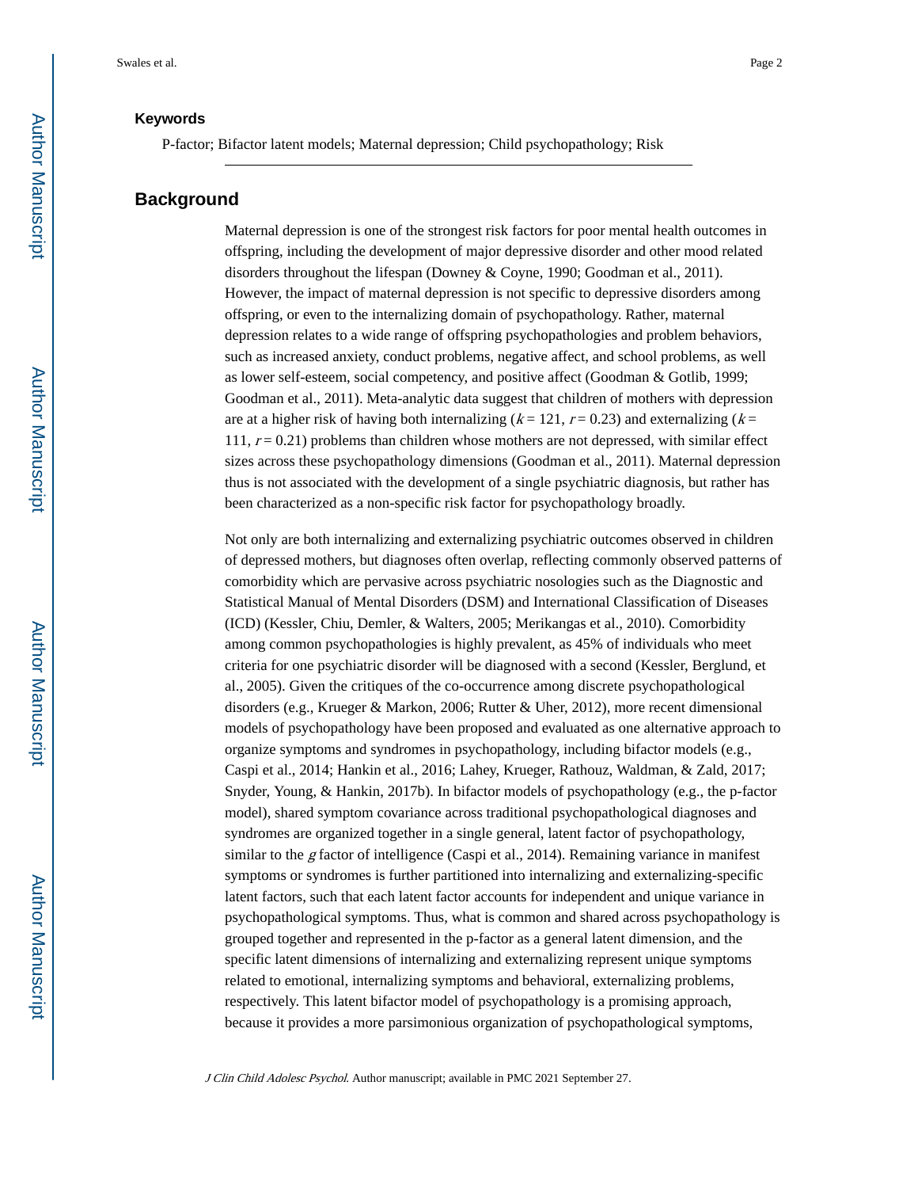### Keywords

P-factor; Bifactor latent models; Maternal depression; Child psychopathology; Risk

## Background

Maternal depression is one of the strongest risk factors for poor mental health outcomes in offspring, including the development of major depressive disorder and other mood related disorders throughout the lifespan (Downey & Coyne, 1990; Goodman et al., 2011). However, the impact of maternal depression is not specific to depressive disorders among offspring, or even to the internalizing domain of psychopathology. Rather, maternal depression relates to a wide range of offspring psychopathologies and problem behaviors, such as increased anxiety, conduct problems, negative affect, and school problems, as well as lower self-esteem, social competency, and positive affect (Goodman & Gotlib, 1999; Goodman et al., 2011). Meta-analytic data suggest that children of mothers with depression are at a higher risk of having both internalizing ($k = 121$, $r = 0.23$) and externalizing ($k = 111$, $r = 0.21$) problems than children whose mothers are not depressed, with similar effect sizes across these psychopathology dimensions (Goodman et al., 2011). Maternal depression thus is not associated with the development of a single psychiatric diagnosis, but rather has been characterized as a non-specific risk factor for psychopathology broadly.

Not only are both internalizing and externalizing psychiatric outcomes observed in children of depressed mothers, but diagnoses often overlap, reflecting commonly observed patterns of comorbidity which are pervasive across psychiatric nosologies such as the Diagnostic and Statistical Manual of Mental Disorders (DSM) and International Classification of Diseases (ICD) (Kessler, Chiu, Demler, & Walters, 2005; Merikangas et al., 2010). Comorbidity among common psychopathologies is highly prevalent, as 45% of individuals who meet criteria for one psychiatric disorder will be diagnosed with a second (Kessler, Berglund, et al., 2005). Given the critiques of the co-occurrence among discrete psychopathological disorders (e.g., Krueger & Markon, 2006; Rutter & Uher, 2012), more recent dimensional models of psychopathology have been proposed and evaluated as one alternative approach to organize symptoms and syndromes in psychopathology, including bifactor models (e.g., Caspi et al., 2014; Hankin et al., 2016; Lahey, Krueger, Rathouz, Waldman, & Zald, 2017; Snyder, Young, & Hankin, 2017b). In bifactor models of psychopathology (e.g., the p-factor model), shared symptom covariance across traditional psychopathological diagnoses and syndromes are organized together in a single general, latent factor of psychopathology, similar to the *g* factor of intelligence (Caspi et al., 2014). Remaining variance in manifest symptoms or syndromes is further partitioned into internalizing and externalizing-specific latent factors, such that each latent factor accounts for independent and unique variance in psychopathological symptoms. Thus, what is common and shared across psychopathology is grouped together and represented in the p-factor as a general latent dimension, and the specific latent dimensions of internalizing and externalizing represent unique symptoms related to emotional, internalizing symptoms and behavioral, externalizing problems, respectively. This latent bifactor model of psychopathology is a promising approach, because it provides a more parsimonious organization of psychopathological symptoms,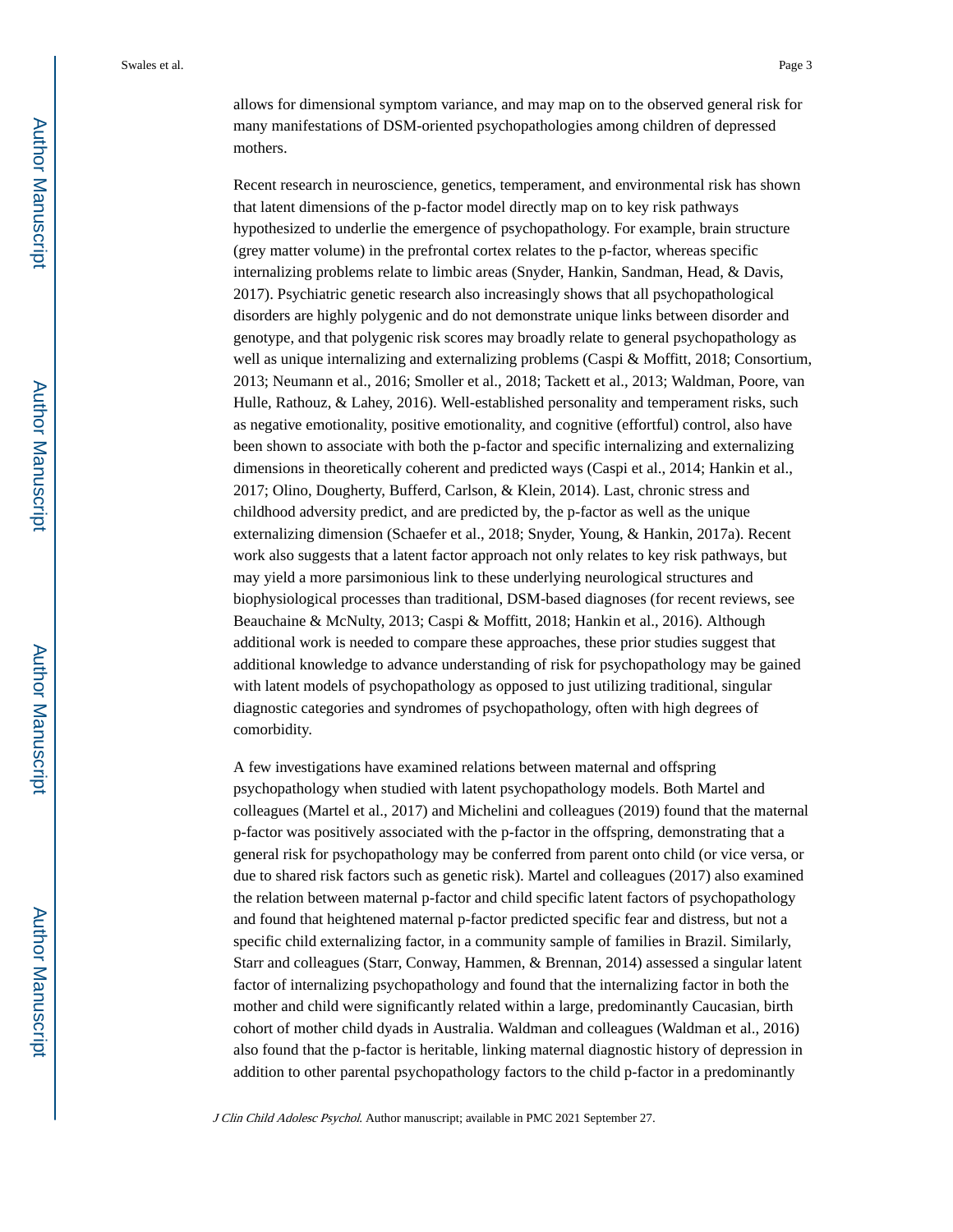allows for dimensional symptom variance, and may map on to the observed general risk for many manifestations of DSM-oriented psychopathologies among children of depressed mothers.

Recent research in neuroscience, genetics, temperament, and environmental risk has shown that latent dimensions of the p-factor model directly map on to key risk pathways hypothesized to underlie the emergence of psychopathology. For example, brain structure (grey matter volume) in the prefrontal cortex relates to the p-factor, whereas specific internalizing problems relate to limbic areas (Snyder, Hankin, Sandman, Head, & Davis, 2017). Psychiatric genetic research also increasingly shows that all psychopathological disorders are highly polygenic and do not demonstrate unique links between disorder and genotype, and that polygenic risk scores may broadly relate to general psychopathology as well as unique internalizing and externalizing problems (Caspi & Moffitt, 2018; Consortium, 2013; Neumann et al., 2016; Smoller et al., 2018; Tackett et al., 2013; Waldman, Poore, van Hulle, Rathouz, & Lahey, 2016). Well-established personality and temperament risks, such as negative emotionality, positive emotionality, and cognitive (effortful) control, also have been shown to associate with both the p-factor and specific internalizing and externalizing dimensions in theoretically coherent and predicted ways (Caspi et al., 2014; Hankin et al., 2017; Olino, Dougherty, Bufferd, Carlson, & Klein, 2014). Last, chronic stress and childhood adversity predict, and are predicted by, the p-factor as well as the unique externalizing dimension (Schaefer et al., 2018; Snyder, Young, & Hankin, 2017a). Recent work also suggests that a latent factor approach not only relates to key risk pathways, but may yield a more parsimonious link to these underlying neurological structures and biophysiological processes than traditional, DSM-based diagnoses (for recent reviews, see Beauchaine & McNulty, 2013; Caspi & Moffitt, 2018; Hankin et al., 2016). Although additional work is needed to compare these approaches, these prior studies suggest that additional knowledge to advance understanding of risk for psychopathology may be gained with latent models of psychopathology as opposed to just utilizing traditional, singular diagnostic categories and syndromes of psychopathology, often with high degrees of comorbidity.

A few investigations have examined relations between maternal and offspring psychopathology when studied with latent psychopathology models. Both Martel and colleagues (Martel et al., 2017) and Michelini and colleagues (2019) found that the maternal p-factor was positively associated with the p-factor in the offspring, demonstrating that a general risk for psychopathology may be conferred from parent onto child (or vice versa, or due to shared risk factors such as genetic risk). Martel and colleagues (2017) also examined the relation between maternal p-factor and child specific latent factors of psychopathology and found that heightened maternal p-factor predicted specific fear and distress, but not a specific child externalizing factor, in a community sample of families in Brazil. Similarly, Starr and colleagues (Starr, Conway, Hammen, & Brennan, 2014) assessed a singular latent factor of internalizing psychopathology and found that the internalizing factor in both the mother and child were significantly related within a large, predominantly Caucasian, birth cohort of mother child dyads in Australia. Waldman and colleagues (Waldman et al., 2016) also found that the p-factor is heritable, linking maternal diagnostic history of depression in addition to other parental psychopathology factors to the child p-factor in a predominantly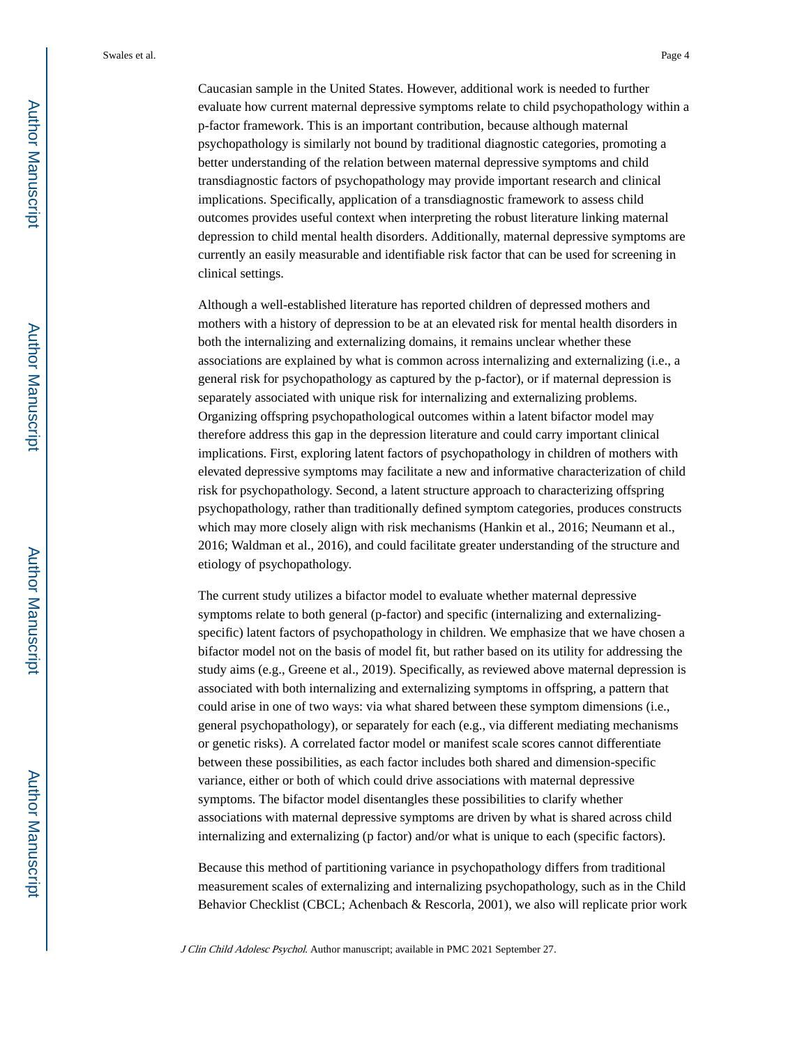Caucasian sample in the United States. However, additional work is needed to further evaluate how current maternal depressive symptoms relate to child psychopathology within a p-factor framework. This is an important contribution, because although maternal psychopathology is similarly not bound by traditional diagnostic categories, promoting a better understanding of the relation between maternal depressive symptoms and child transdiagnostic factors of psychopathology may provide important research and clinical implications. Specifically, application of a transdiagnostic framework to assess child outcomes provides useful context when interpreting the robust literature linking maternal depression to child mental health disorders. Additionally, maternal depressive symptoms are currently an easily measurable and identifiable risk factor that can be used for screening in clinical settings.

Although a well-established literature has reported children of depressed mothers and mothers with a history of depression to be at an elevated risk for mental health disorders in both the internalizing and externalizing domains, it remains unclear whether these associations are explained by what is common across internalizing and externalizing (i.e., a general risk for psychopathology as captured by the p-factor), or if maternal depression is separately associated with unique risk for internalizing and externalizing problems. Organizing offspring psychopathological outcomes within a latent bifactor model may therefore address this gap in the depression literature and could carry important clinical implications. First, exploring latent factors of psychopathology in children of mothers with elevated depressive symptoms may facilitate a new and informative characterization of child risk for psychopathology. Second, a latent structure approach to characterizing offspring psychopathology, rather than traditionally defined symptom categories, produces constructs which may more closely align with risk mechanisms (Hankin et al., 2016; Neumann et al., 2016; Waldman et al., 2016), and could facilitate greater understanding of the structure and etiology of psychopathology.

The current study utilizes a bifactor model to evaluate whether maternal depressive symptoms relate to both general (p-factor) and specific (internalizing and externalizing-specific) latent factors of psychopathology in children. We emphasize that we have chosen a bifactor model not on the basis of model fit, but rather based on its utility for addressing the study aims (e.g., Greene et al., 2019). Specifically, as reviewed above maternal depression is associated with both internalizing and externalizing symptoms in offspring, a pattern that could arise in one of two ways: via what shared between these symptom dimensions (i.e., general psychopathology), or separately for each (e.g., via different mediating mechanisms or genetic risks). A correlated factor model or manifest scale scores cannot differentiate between these possibilities, as each factor includes both shared and dimension-specific variance, either or both of which could drive associations with maternal depressive symptoms. The bifactor model disentangles these possibilities to clarify whether associations with maternal depressive symptoms are driven by what is shared across child internalizing and externalizing (p factor) and/or what is unique to each (specific factors).

Because this method of partitioning variance in psychopathology differs from traditional measurement scales of externalizing and internalizing psychopathology, such as in the Child Behavior Checklist (CBCL; Achenbach & Rescorla, 2001), we also will replicate prior work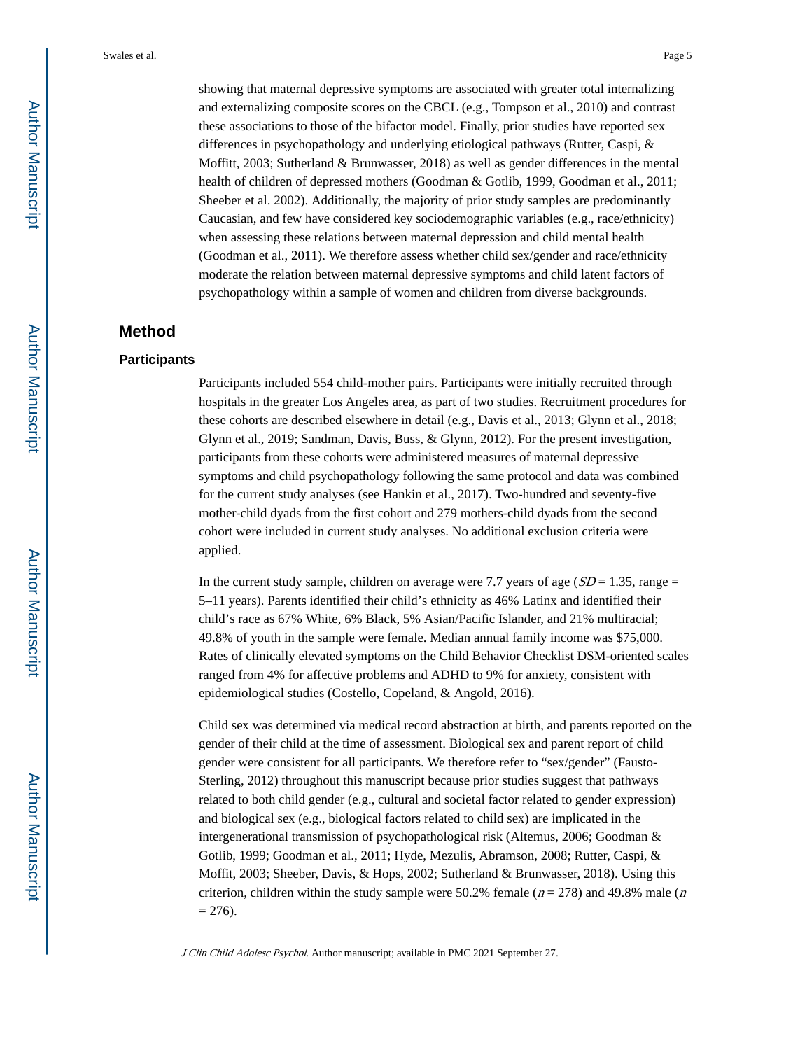showing that maternal depressive symptoms are associated with greater total internalizing and externalizing composite scores on the CBCL (e.g., Tompson et al., 2010) and contrast these associations to those of the bifactor model. Finally, prior studies have reported sex differences in psychopathology and underlying etiological pathways (Rutter, Caspi, & Moffitt, 2003; Sutherland & Brunwasser, 2018) as well as gender differences in the mental health of children of depressed mothers (Goodman & Gotlib, 1999, Goodman et al., 2011; Sheeber et al. 2002). Additionally, the majority of prior study samples are predominantly Caucasian, and few have considered key sociodemographic variables (e.g., race/ethnicity) when assessing these relations between maternal depression and child mental health (Goodman et al., 2011). We therefore assess whether child sex/gender and race/ethnicity moderate the relation between maternal depressive symptoms and child latent factors of psychopathology within a sample of women and children from diverse backgrounds.

## Method

### Participants

Participants included 554 child-mother pairs. Participants were initially recruited through hospitals in the greater Los Angeles area, as part of two studies. Recruitment procedures for these cohorts are described elsewhere in detail (e.g., Davis et al., 2013; Glynn et al., 2018; Glynn et al., 2019; Sandman, Davis, Buss, & Glynn, 2012). For the present investigation, participants from these cohorts were administered measures of maternal depressive symptoms and child psychopathology following the same protocol and data was combined for the current study analyses (see Hankin et al., 2017). Two-hundred and seventy-five mother-child dyads from the first cohort and 279 mothers-child dyads from the second cohort were included in current study analyses. No additional exclusion criteria were applied.

In the current study sample, children on average were 7.7 years of age (*SD* = 1.35, range = 5–11 years). Parents identified their child's ethnicity as 46% Latinx and identified their child's race as 67% White, 6% Black, 5% Asian/Pacific Islander, and 21% multiracial; 49.8% of youth in the sample were female. Median annual family income was $75,000. Rates of clinically elevated symptoms on the Child Behavior Checklist DSM-oriented scales ranged from 4% for affective problems and ADHD to 9% for anxiety, consistent with epidemiological studies (Costello, Copeland, & Angold, 2016).

Child sex was determined via medical record abstraction at birth, and parents reported on the gender of their child at the time of assessment. Biological sex and parent report of child gender were consistent for all participants. We therefore refer to "sex/gender" (Fausto-Sterling, 2012) throughout this manuscript because prior studies suggest that pathways related to both child gender (e.g., cultural and societal factor related to gender expression) and biological sex (e.g., biological factors related to child sex) are implicated in the intergenerational transmission of psychopathological risk (Altemus, 2006; Goodman & Gotlib, 1999; Goodman et al., 2011; Hyde, Mezulis, Abramson, 2008; Rutter, Caspi, & Moffit, 2003; Sheeber, Davis, & Hops, 2002; Sutherland & Brunwasser, 2018). Using this criterion, children within the study sample were 50.2% female ($n$ = 278) and 49.8% male ($n$ = 276).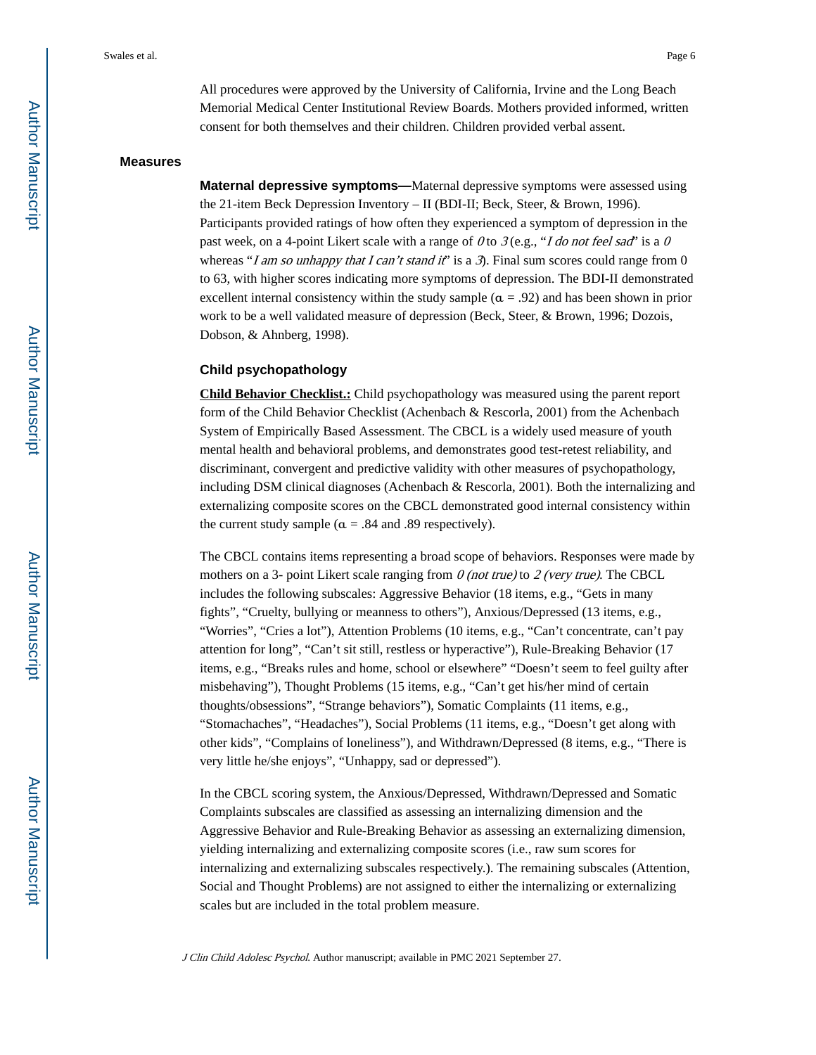All procedures were approved by the University of California, Irvine and the Long Beach Memorial Medical Center Institutional Review Boards. Mothers provided informed, written consent for both themselves and their children. Children provided verbal assent.

## Measures

**Maternal depressive symptoms—**Maternal depressive symptoms were assessed using the 21-item Beck Depression Inventory – II (BDI-II; Beck, Steer, & Brown, 1996). Participants provided ratings of how often they experienced a symptom of depression in the past week, on a 4-point Likert scale with a range of *0* to *3* (e.g., "*I do not feel sad*" is a *0* whereas "*I am so unhappy that I can't stand it*" is a *3*). Final sum scores could range from 0 to 63, with higher scores indicating more symptoms of depression. The BDI-II demonstrated excellent internal consistency within the study sample ($\alpha = .92$) and has been shown in prior work to be a well validated measure of depression (Beck, Steer, & Brown, 1996; Dozois, Dobson, & Ahnberg, 1998).

### Child psychopathology

**Child Behavior Checklist.:** Child psychopathology was measured using the parent report form of the Child Behavior Checklist (Achenbach & Rescorla, 2001) from the Achenbach System of Empirically Based Assessment. The CBCL is a widely used measure of youth mental health and behavioral problems, and demonstrates good test-retest reliability, and discriminant, convergent and predictive validity with other measures of psychopathology, including DSM clinical diagnoses (Achenbach & Rescorla, 2001). Both the internalizing and externalizing composite scores on the CBCL demonstrated good internal consistency within the current study sample ($\alpha = .84$ and $.89$ respectively).

The CBCL contains items representing a broad scope of behaviors. Responses were made by mothers on a 3- point Likert scale ranging from *0 (not true)* to *2 (very true)*. The CBCL includes the following subscales: Aggressive Behavior (18 items, e.g., "Gets in many fights", "Cruelty, bullying or meanness to others"), Anxious/Depressed (13 items, e.g., "Worries", "Cries a lot"), Attention Problems (10 items, e.g., "Can't concentrate, can't pay attention for long", "Can't sit still, restless or hyperactive"), Rule-Breaking Behavior (17 items, e.g., "Breaks rules and home, school or elsewhere" "Doesn't seem to feel guilty after misbehaving"), Thought Problems (15 items, e.g., "Can't get his/her mind of certain thoughts/obsessions", "Strange behaviors"), Somatic Complaints (11 items, e.g., "Stomachaches", "Headaches"), Social Problems (11 items, e.g., "Doesn't get along with other kids", "Complains of loneliness"), and Withdrawn/Depressed (8 items, e.g., "There is very little he/she enjoys", "Unhappy, sad or depressed").

In the CBCL scoring system, the Anxious/Depressed, Withdrawn/Depressed and Somatic Complaints subscales are classified as assessing an internalizing dimension and the Aggressive Behavior and Rule-Breaking Behavior as assessing an externalizing dimension, yielding internalizing and externalizing composite scores (i.e., raw sum scores for internalizing and externalizing subscales respectively.). The remaining subscales (Attention, Social and Thought Problems) are not assigned to either the internalizing or externalizing scales but are included in the total problem measure.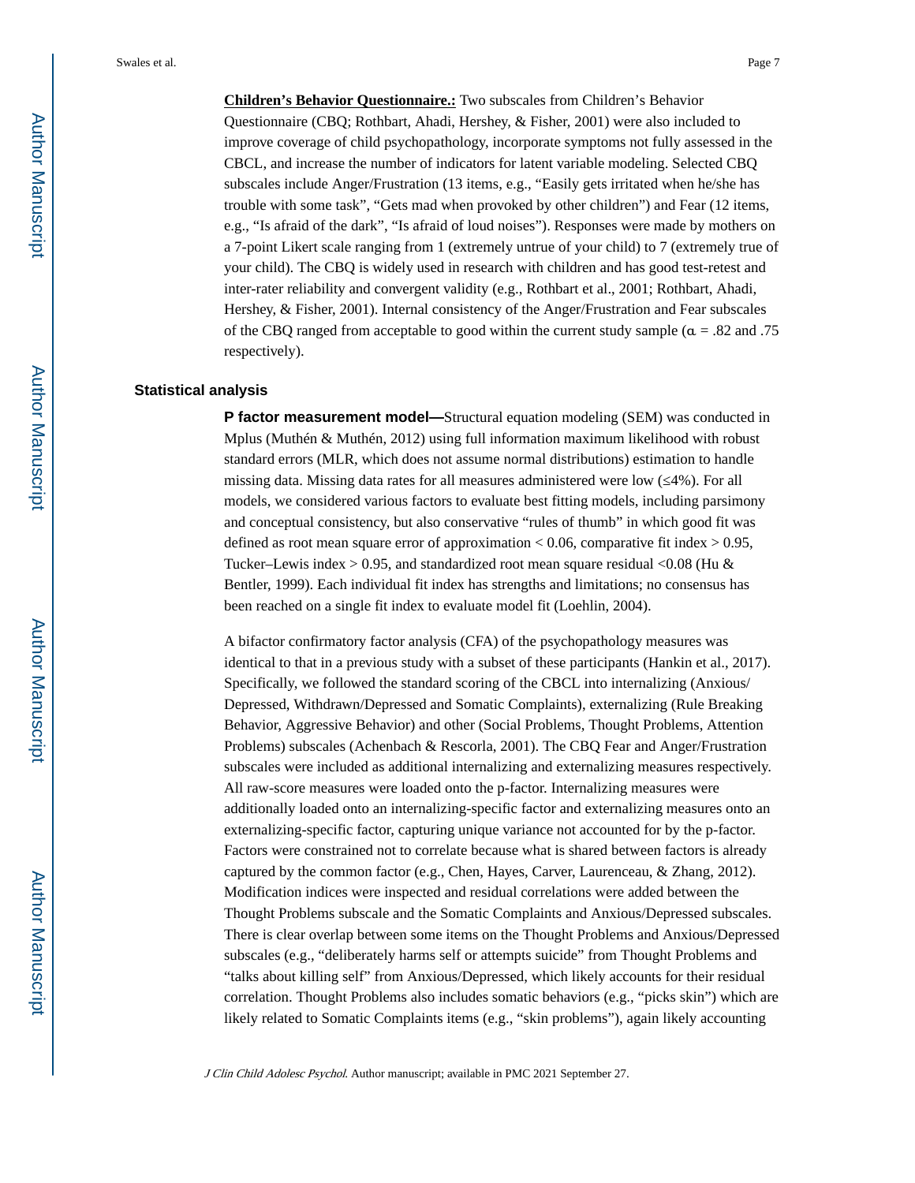**Children's Behavior Questionnaire.:** Two subscales from Children's Behavior Questionnaire (CBQ; Rothbart, Ahadi, Hershey, & Fisher, 2001) were also included to improve coverage of child psychopathology, incorporate symptoms not fully assessed in the CBCL, and increase the number of indicators for latent variable modeling. Selected CBQ subscales include Anger/Frustration (13 items, e.g., "Easily gets irritated when he/she has trouble with some task", "Gets mad when provoked by other children") and Fear (12 items, e.g., "Is afraid of the dark", "Is afraid of loud noises"). Responses were made by mothers on a 7-point Likert scale ranging from 1 (extremely untrue of your child) to 7 (extremely true of your child). The CBQ is widely used in research with children and has good test-retest and inter-rater reliability and convergent validity (e.g., Rothbart et al., 2001; Rothbart, Ahadi, Hershey, & Fisher, 2001). Internal consistency of the Anger/Frustration and Fear subscales of the CBQ ranged from acceptable to good within the current study sample ($\alpha$ = .82 and .75 respectively).

## Statistical analysis

**P factor measurement model—**Structural equation modeling (SEM) was conducted in Mplus (Muthén & Muthén, 2012) using full information maximum likelihood with robust standard errors (MLR, which does not assume normal distributions) estimation to handle missing data. Missing data rates for all measures administered were low ($\leq$4%). For all models, we considered various factors to evaluate best fitting models, including parsimony and conceptual consistency, but also conservative "rules of thumb" in which good fit was defined as root mean square error of approximation < 0.06, comparative fit index > 0.95, Tucker–Lewis index > 0.95, and standardized root mean square residual <0.08 (Hu & Bentler, 1999). Each individual fit index has strengths and limitations; no consensus has been reached on a single fit index to evaluate model fit (Loehlin, 2004).

A bifactor confirmatory factor analysis (CFA) of the psychopathology measures was identical to that in a previous study with a subset of these participants (Hankin et al., 2017). Specifically, we followed the standard scoring of the CBCL into internalizing (Anxious/Depressed, Withdrawn/Depressed and Somatic Complaints), externalizing (Rule Breaking Behavior, Aggressive Behavior) and other (Social Problems, Thought Problems, Attention Problems) subscales (Achenbach & Rescorla, 2001). The CBQ Fear and Anger/Frustration subscales were included as additional internalizing and externalizing measures respectively. All raw-score measures were loaded onto the p-factor. Internalizing measures were additionally loaded onto an internalizing-specific factor and externalizing measures onto an externalizing-specific factor, capturing unique variance not accounted for by the p-factor. Factors were constrained not to correlate because what is shared between factors is already captured by the common factor (e.g., Chen, Hayes, Carver, Laurenceau, & Zhang, 2012). Modification indices were inspected and residual correlations were added between the Thought Problems subscale and the Somatic Complaints and Anxious/Depressed subscales. There is clear overlap between some items on the Thought Problems and Anxious/Depressed subscales (e.g., "deliberately harms self or attempts suicide" from Thought Problems and "talks about killing self" from Anxious/Depressed, which likely accounts for their residual correlation. Thought Problems also includes somatic behaviors (e.g., "picks skin") which are likely related to Somatic Complaints items (e.g., "skin problems"), again likely accounting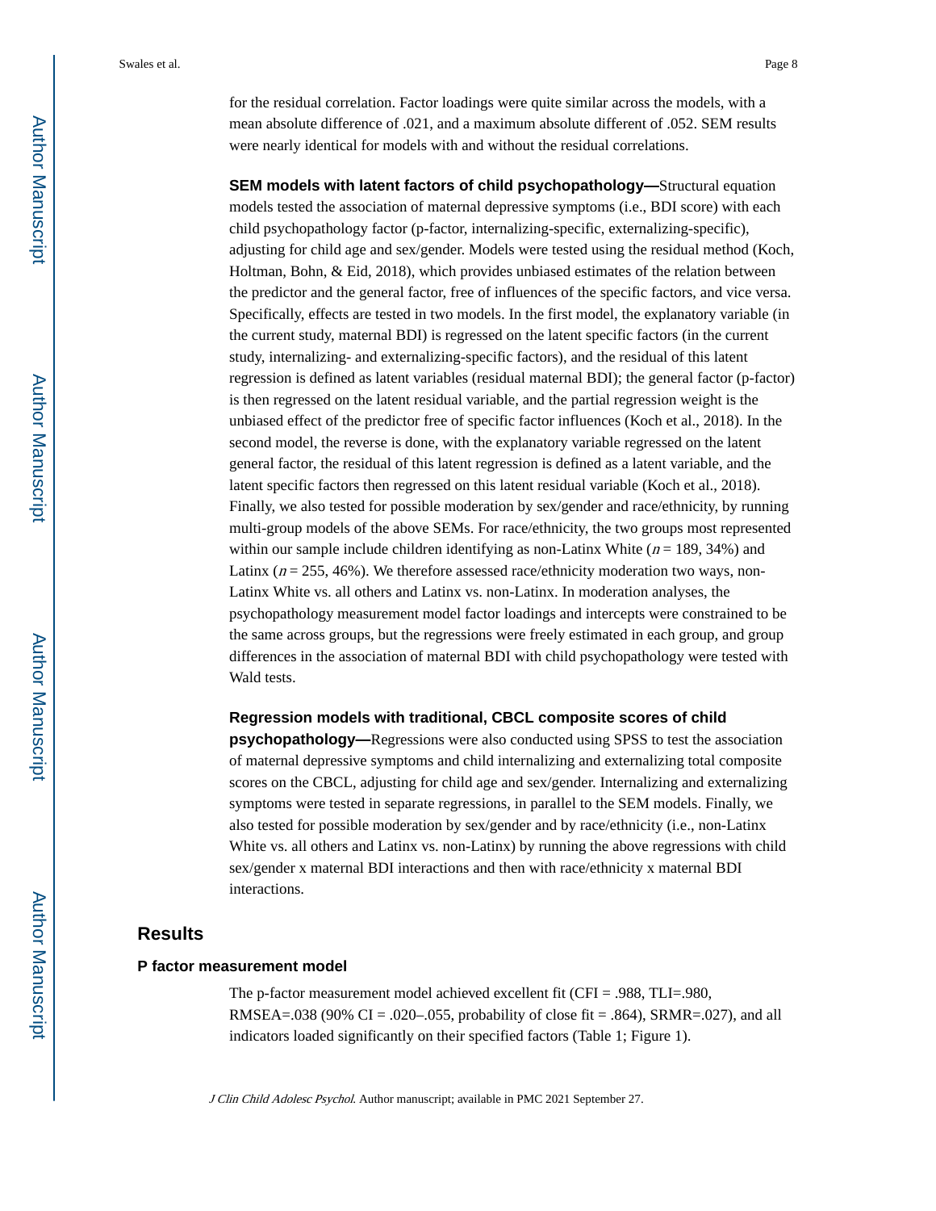for the residual correlation. Factor loadings were quite similar across the models, with a mean absolute difference of .021, and a maximum absolute different of .052. SEM results were nearly identical for models with and without the residual correlations.

**SEM models with latent factors of child psychopathology—**Structural equation models tested the association of maternal depressive symptoms (i.e., BDI score) with each child psychopathology factor (p-factor, internalizing-specific, externalizing-specific), adjusting for child age and sex/gender. Models were tested using the residual method (Koch, Holtman, Bohn, & Eid, 2018), which provides unbiased estimates of the relation between the predictor and the general factor, free of influences of the specific factors, and vice versa. Specifically, effects are tested in two models. In the first model, the explanatory variable (in the current study, maternal BDI) is regressed on the latent specific factors (in the current study, internalizing- and externalizing-specific factors), and the residual of this latent regression is defined as latent variables (residual maternal BDI); the general factor (p-factor) is then regressed on the latent residual variable, and the partial regression weight is the unbiased effect of the predictor free of specific factor influences (Koch et al., 2018). In the second model, the reverse is done, with the explanatory variable regressed on the latent general factor, the residual of this latent regression is defined as a latent variable, and the latent specific factors then regressed on this latent residual variable (Koch et al., 2018). Finally, we also tested for possible moderation by sex/gender and race/ethnicity, by running multi-group models of the above SEMs. For race/ethnicity, the two groups most represented within our sample include children identifying as non-Latinx White ($n$ = 189, 34%) and Latinx ($n$ = 255, 46%). We therefore assessed race/ethnicity moderation two ways, non-Latinx White vs. all others and Latinx vs. non-Latinx. In moderation analyses, the psychopathology measurement model factor loadings and intercepts were constrained to be the same across groups, but the regressions were freely estimated in each group, and group differences in the association of maternal BDI with child psychopathology were tested with Wald tests.

**Regression models with traditional, CBCL composite scores of child psychopathology—**Regressions were also conducted using SPSS to test the association of maternal depressive symptoms and child internalizing and externalizing total composite scores on the CBCL, adjusting for child age and sex/gender. Internalizing and externalizing symptoms were tested in separate regressions, in parallel to the SEM models. Finally, we also tested for possible moderation by sex/gender and by race/ethnicity (i.e., non-Latinx White vs. all others and Latinx vs. non-Latinx) by running the above regressions with child sex/gender x maternal BDI interactions and then with race/ethnicity x maternal BDI interactions.

## Results

### P factor measurement model

The p-factor measurement model achieved excellent fit (CFI = .988, TLI=.980, RMSEA=.038 (90% CI = .020–.055, probability of close fit = .864), SRMR=.027), and all indicators loaded significantly on their specified factors (Table 1; Figure 1).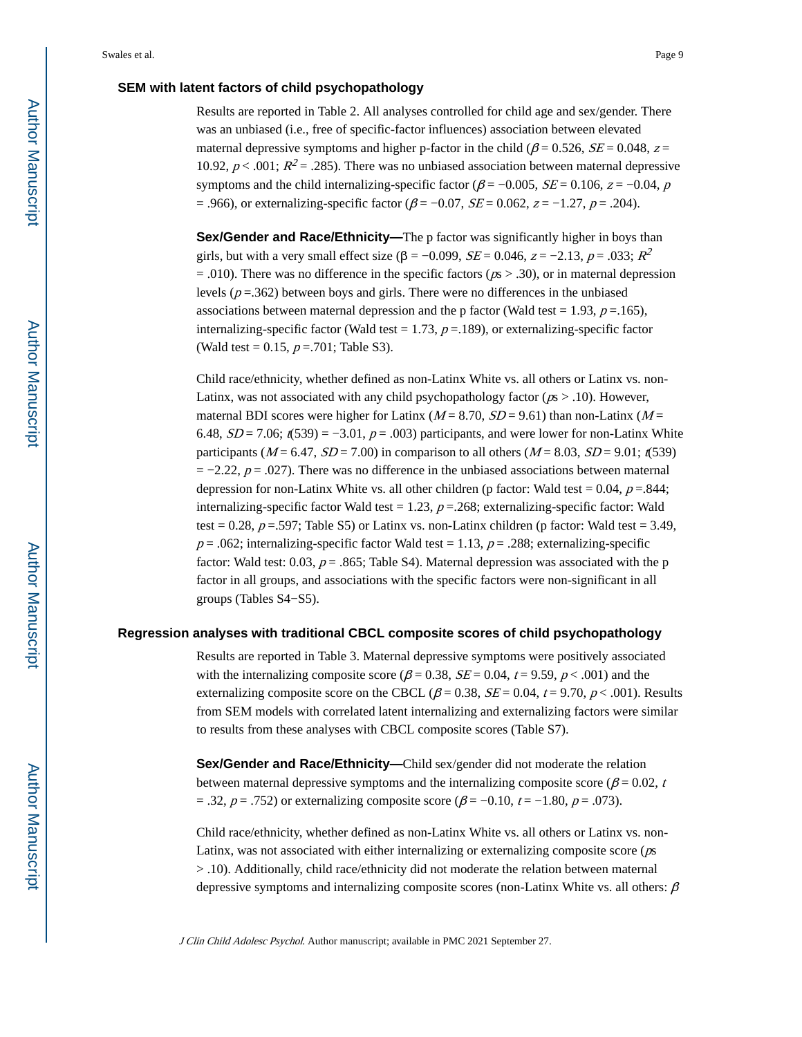## SEM with latent factors of child psychopathology

Results are reported in Table 2. All analyses controlled for child age and sex/gender. There was an unbiased (i.e., free of specific-factor influences) association between elevated maternal depressive symptoms and higher p-factor in the child ($\beta = 0.526$, $SE = 0.048$, $z = 10.92$, $p < .001$; $R^2 = .285$). There was no unbiased association between maternal depressive symptoms and the child internalizing-specific factor ($\beta = -0.005$, $SE = 0.106$, $z = -0.04$, $p = .966$), or externalizing-specific factor ($\beta = -0.07$, $SE = 0.062$, $z = -1.27$, $p = .204$).

**Sex/Gender and Race/Ethnicity—**The p factor was significantly higher in boys than girls, but with a very small effect size ($\beta = -0.099$, $SE = 0.046$, $z = -2.13$, $p = .033$; $R^2 = .010$). There was no difference in the specific factors ($ps > .30$), or in maternal depression levels ($p$ =.362) between boys and girls. There were no differences in the unbiased associations between maternal depression and the p factor (Wald test = 1.93, $p$ =.165), internalizing-specific factor (Wald test = 1.73, $p$ =.189), or externalizing-specific factor (Wald test = 0.15, $p$ =.701; Table S3).

Child race/ethnicity, whether defined as non-Latinx White vs. all others or Latinx vs. non-Latinx, was not associated with any child psychopathology factor ($ps > .10$). However, maternal BDI scores were higher for Latinx ($M = 8.70$, $SD = 9.61$) than non-Latinx ($M = 6.48$, $SD = 7.06$; $t(539) = -3.01$, $p = .003$) participants, and were lower for non-Latinx White participants ($M = 6.47$, $SD = 7.00$) in comparison to all others ($M = 8.03$, $SD = 9.01$; $t(539) = -2.22$, $p = .027$). There was no difference in the unbiased associations between maternal depression for non-Latinx White vs. all other children (p factor: Wald test = 0.04, $p$ =.844; internalizing-specific factor Wald test = 1.23, $p$ =.268; externalizing-specific factor: Wald test = 0.28, $p$ =.597; Table S5) or Latinx vs. non-Latinx children (p factor: Wald test = 3.49, $p = .062$; internalizing-specific factor Wald test = 1.13, $p = .288$; externalizing-specific factor: Wald test: 0.03, $p = .865$; Table S4). Maternal depression was associated with the p factor in all groups, and associations with the specific factors were non-significant in all groups (Tables S4−S5).

## Regression analyses with traditional CBCL composite scores of child psychopathology

Results are reported in Table 3. Maternal depressive symptoms were positively associated with the internalizing composite score ($\beta = 0.38$, $SE = 0.04$, $t = 9.59$, $p < .001$) and the externalizing composite score on the CBCL ($\beta = 0.38$, $SE = 0.04$, $t = 9.70$, $p < .001$). Results from SEM models with correlated latent internalizing and externalizing factors were similar to results from these analyses with CBCL composite scores (Table S7).

**Sex/Gender and Race/Ethnicity—**Child sex/gender did not moderate the relation between maternal depressive symptoms and the internalizing composite score ($\beta = 0.02$, $t = .32$, $p = .752$) or externalizing composite score ($\beta = -0.10$, $t = -1.80$, $p = .073$).

Child race/ethnicity, whether defined as non-Latinx White vs. all others or Latinx vs. non-Latinx, was not associated with either internalizing or externalizing composite score ($ps > .10$). Additionally, child race/ethnicity did not moderate the relation between maternal depressive symptoms and internalizing composite scores (non-Latinx White vs. all others: $\beta$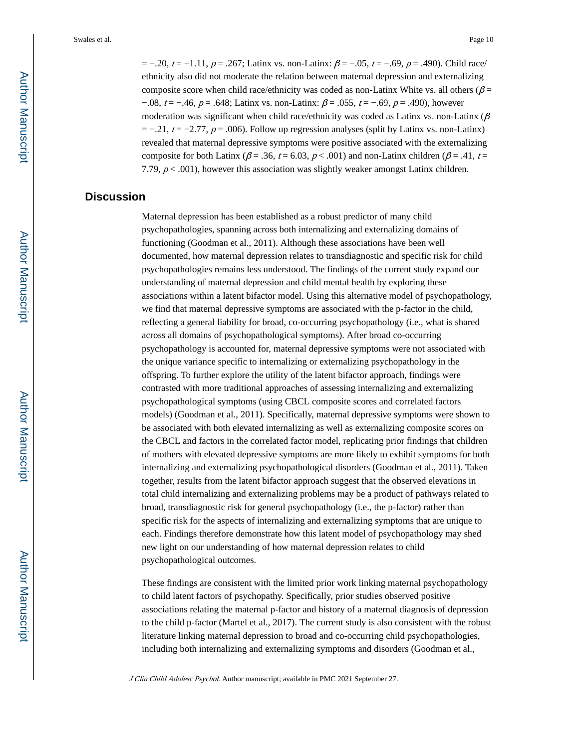= −.20, $t = -1.11$, $p = .267$; Latinx vs. non-Latinx: $\beta = -.05$, $t = -.69$, $p = .490$). Child race/ethnicity also did not moderate the relation between maternal depression and externalizing composite score when child race/ethnicity was coded as non-Latinx White vs. all others ($\beta = -.08$, $t = -.46$, $p = .648$; Latinx vs. non-Latinx: $\beta = .055$, $t = -.69$, $p = .490$), however moderation was significant when child race/ethnicity was coded as Latinx vs. non-Latinx ($\beta = -.21$, $t = -2.77$, $p = .006$). Follow up regression analyses (split by Latinx vs. non-Latinx) revealed that maternal depressive symptoms were positive associated with the externalizing composite for both Latinx ($\beta = .36$, $t = 6.03$, $p < .001$) and non-Latinx children ($\beta = .41$, $t = 7.79$, $p < .001$), however this association was slightly weaker amongst Latinx children.

## Discussion

Maternal depression has been established as a robust predictor of many child psychopathologies, spanning across both internalizing and externalizing domains of functioning (Goodman et al., 2011). Although these associations have been well documented, how maternal depression relates to transdiagnostic and specific risk for child psychopathologies remains less understood. The findings of the current study expand our understanding of maternal depression and child mental health by exploring these associations within a latent bifactor model. Using this alternative model of psychopathology, we find that maternal depressive symptoms are associated with the p-factor in the child, reflecting a general liability for broad, co-occurring psychopathology (i.e., what is shared across all domains of psychopathological symptoms). After broad co-occurring psychopathology is accounted for, maternal depressive symptoms were not associated with the unique variance specific to internalizing or externalizing psychopathology in the offspring. To further explore the utility of the latent bifactor approach, findings were contrasted with more traditional approaches of assessing internalizing and externalizing psychopathological symptoms (using CBCL composite scores and correlated factors models) (Goodman et al., 2011). Specifically, maternal depressive symptoms were shown to be associated with both elevated internalizing as well as externalizing composite scores on the CBCL and factors in the correlated factor model, replicating prior findings that children of mothers with elevated depressive symptoms are more likely to exhibit symptoms for both internalizing and externalizing psychopathological disorders (Goodman et al., 2011). Taken together, results from the latent bifactor approach suggest that the observed elevations in total child internalizing and externalizing problems may be a product of pathways related to broad, transdiagnostic risk for general psychopathology (i.e., the p-factor) rather than specific risk for the aspects of internalizing and externalizing symptoms that are unique to each. Findings therefore demonstrate how this latent model of psychopathology may shed new light on our understanding of how maternal depression relates to child psychopathological outcomes.

These findings are consistent with the limited prior work linking maternal psychopathology to child latent factors of psychopathy. Specifically, prior studies observed positive associations relating the maternal p-factor and history of a maternal diagnosis of depression to the child p-factor (Martel et al., 2017). The current study is also consistent with the robust literature linking maternal depression to broad and co-occurring child psychopathologies, including both internalizing and externalizing symptoms and disorders (Goodman et al.,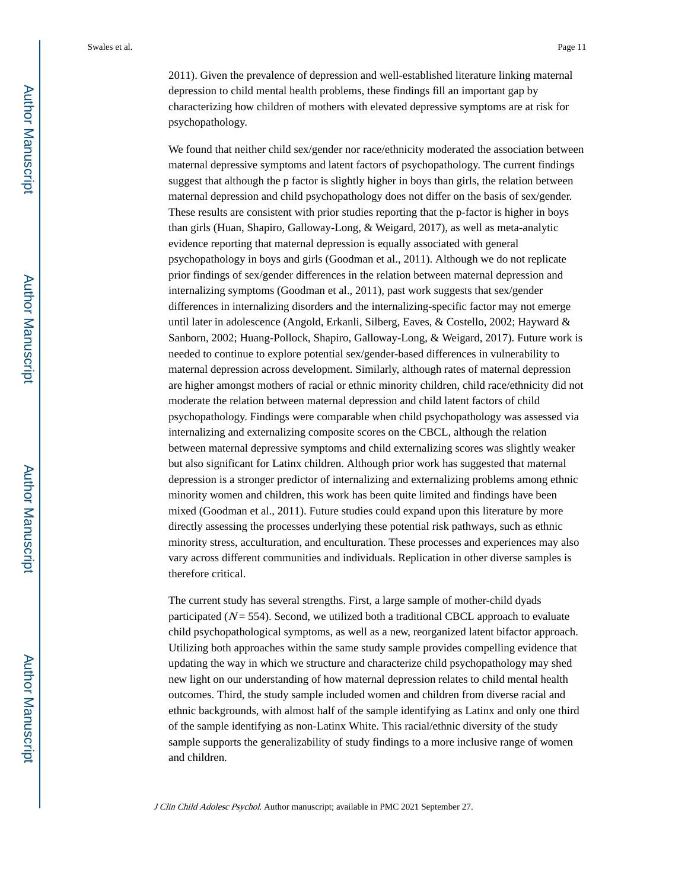2011). Given the prevalence of depression and well-established literature linking maternal depression to child mental health problems, these findings fill an important gap by characterizing how children of mothers with elevated depressive symptoms are at risk for psychopathology.

We found that neither child sex/gender nor race/ethnicity moderated the association between maternal depressive symptoms and latent factors of psychopathology. The current findings suggest that although the p factor is slightly higher in boys than girls, the relation between maternal depression and child psychopathology does not differ on the basis of sex/gender. These results are consistent with prior studies reporting that the p-factor is higher in boys than girls (Huan, Shapiro, Galloway-Long, & Weigard, 2017), as well as meta-analytic evidence reporting that maternal depression is equally associated with general psychopathology in boys and girls (Goodman et al., 2011). Although we do not replicate prior findings of sex/gender differences in the relation between maternal depression and internalizing symptoms (Goodman et al., 2011), past work suggests that sex/gender differences in internalizing disorders and the internalizing-specific factor may not emerge until later in adolescence (Angold, Erkanli, Silberg, Eaves, & Costello, 2002; Hayward & Sanborn, 2002; Huang-Pollock, Shapiro, Galloway-Long, & Weigard, 2017). Future work is needed to continue to explore potential sex/gender-based differences in vulnerability to maternal depression across development. Similarly, although rates of maternal depression are higher amongst mothers of racial or ethnic minority children, child race/ethnicity did not moderate the relation between maternal depression and child latent factors of child psychopathology. Findings were comparable when child psychopathology was assessed via internalizing and externalizing composite scores on the CBCL, although the relation between maternal depressive symptoms and child externalizing scores was slightly weaker but also significant for Latinx children. Although prior work has suggested that maternal depression is a stronger predictor of internalizing and externalizing problems among ethnic minority women and children, this work has been quite limited and findings have been mixed (Goodman et al., 2011). Future studies could expand upon this literature by more directly assessing the processes underlying these potential risk pathways, such as ethnic minority stress, acculturation, and enculturation. These processes and experiences may also vary across different communities and individuals. Replication in other diverse samples is therefore critical.

The current study has several strengths. First, a large sample of mother-child dyads participated ($N = 554$). Second, we utilized both a traditional CBCL approach to evaluate child psychopathological symptoms, as well as a new, reorganized latent bifactor approach. Utilizing both approaches within the same study sample provides compelling evidence that updating the way in which we structure and characterize child psychopathology may shed new light on our understanding of how maternal depression relates to child mental health outcomes. Third, the study sample included women and children from diverse racial and ethnic backgrounds, with almost half of the sample identifying as Latinx and only one third of the sample identifying as non-Latinx White. This racial/ethnic diversity of the study sample supports the generalizability of study findings to a more inclusive range of women and children.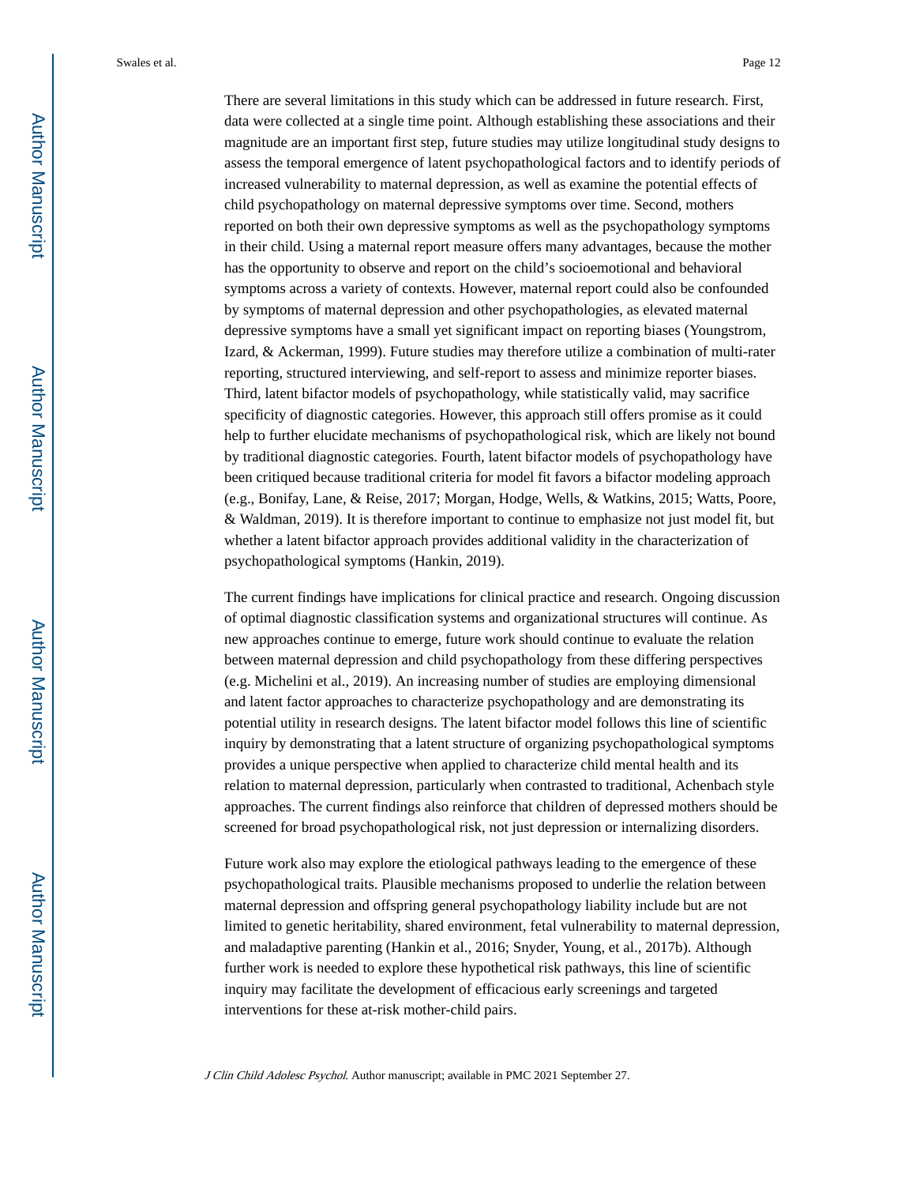There are several limitations in this study which can be addressed in future research. First, data were collected at a single time point. Although establishing these associations and their magnitude are an important first step, future studies may utilize longitudinal study designs to assess the temporal emergence of latent psychopathological factors and to identify periods of increased vulnerability to maternal depression, as well as examine the potential effects of child psychopathology on maternal depressive symptoms over time. Second, mothers reported on both their own depressive symptoms as well as the psychopathology symptoms in their child. Using a maternal report measure offers many advantages, because the mother has the opportunity to observe and report on the child's socioemotional and behavioral symptoms across a variety of contexts. However, maternal report could also be confounded by symptoms of maternal depression and other psychopathologies, as elevated maternal depressive symptoms have a small yet significant impact on reporting biases (Youngstrom, Izard, & Ackerman, 1999). Future studies may therefore utilize a combination of multi-rater reporting, structured interviewing, and self-report to assess and minimize reporter biases. Third, latent bifactor models of psychopathology, while statistically valid, may sacrifice specificity of diagnostic categories. However, this approach still offers promise as it could help to further elucidate mechanisms of psychopathological risk, which are likely not bound by traditional diagnostic categories. Fourth, latent bifactor models of psychopathology have been critiqued because traditional criteria for model fit favors a bifactor modeling approach (e.g., Bonifay, Lane, & Reise, 2017; Morgan, Hodge, Wells, & Watkins, 2015; Watts, Poore, & Waldman, 2019). It is therefore important to continue to emphasize not just model fit, but whether a latent bifactor approach provides additional validity in the characterization of psychopathological symptoms (Hankin, 2019).

The current findings have implications for clinical practice and research. Ongoing discussion of optimal diagnostic classification systems and organizational structures will continue. As new approaches continue to emerge, future work should continue to evaluate the relation between maternal depression and child psychopathology from these differing perspectives (e.g. Michelini et al., 2019). An increasing number of studies are employing dimensional and latent factor approaches to characterize psychopathology and are demonstrating its potential utility in research designs. The latent bifactor model follows this line of scientific inquiry by demonstrating that a latent structure of organizing psychopathological symptoms provides a unique perspective when applied to characterize child mental health and its relation to maternal depression, particularly when contrasted to traditional, Achenbach style approaches. The current findings also reinforce that children of depressed mothers should be screened for broad psychopathological risk, not just depression or internalizing disorders.

Future work also may explore the etiological pathways leading to the emergence of these psychopathological traits. Plausible mechanisms proposed to underlie the relation between maternal depression and offspring general psychopathology liability include but are not limited to genetic heritability, shared environment, fetal vulnerability to maternal depression, and maladaptive parenting (Hankin et al., 2016; Snyder, Young, et al., 2017b). Although further work is needed to explore these hypothetical risk pathways, this line of scientific inquiry may facilitate the development of efficacious early screenings and targeted interventions for these at-risk mother-child pairs.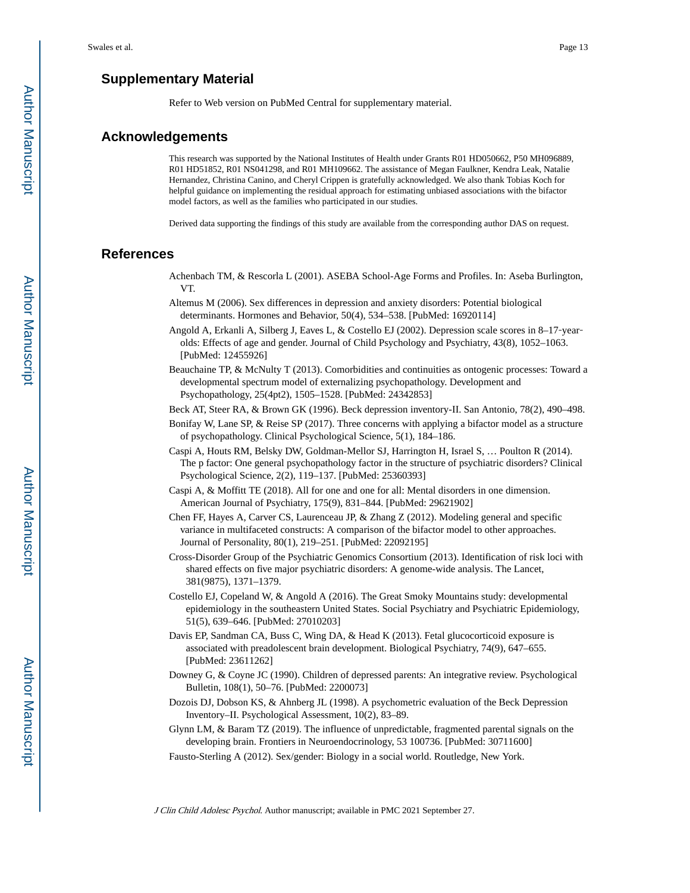## Supplementary Material

Refer to Web version on PubMed Central for supplementary material.

## Acknowledgements

This research was supported by the National Institutes of Health under Grants R01 HD050662, P50 MH096889, R01 HD51852, R01 NS041298, and R01 MH109662. The assistance of Megan Faulkner, Kendra Leak, Natalie Hernandez, Christina Canino, and Cheryl Crippen is gratefully acknowledged. We also thank Tobias Koch for helpful guidance on implementing the residual approach for estimating unbiased associations with the bifactor model factors, as well as the families who participated in our studies.

Derived data supporting the findings of this study are available from the corresponding author DAS on request.

## References

Achenbach TM, & Rescorla L (2001). ASEBA School-Age Forms and Profiles. In: Aseba Burlington, VT.

Altemus M (2006). Sex differences in depression and anxiety disorders: Potential biological determinants. Hormones and Behavior, 50(4), 534–538. [PubMed: 16920114]

Angold A, Erkanli A, Silberg J, Eaves L, & Costello EJ (2002). Depression scale scores in 8–17-year-olds: Effects of age and gender. Journal of Child Psychology and Psychiatry, 43(8), 1052–1063. [PubMed: 12455926]

Beauchaine TP, & McNulty T (2013). Comorbidities and continuities as ontogenic processes: Toward a developmental spectrum model of externalizing psychopathology. Development and Psychopathology, 25(4pt2), 1505–1528. [PubMed: 24342853]

Beck AT, Steer RA, & Brown GK (1996). Beck depression inventory-II. San Antonio, 78(2), 490–498.

Bonifay W, Lane SP, & Reise SP (2017). Three concerns with applying a bifactor model as a structure of psychopathology. Clinical Psychological Science, 5(1), 184–186.

Caspi A, Houts RM, Belsky DW, Goldman-Mellor SJ, Harrington H, Israel S, … Poulton R (2014). The p factor: One general psychopathology factor in the structure of psychiatric disorders? Clinical Psychological Science, 2(2), 119–137. [PubMed: 25360393]

Caspi A, & Moffitt TE (2018). All for one and one for all: Mental disorders in one dimension. American Journal of Psychiatry, 175(9), 831–844. [PubMed: 29621902]

Chen FF, Hayes A, Carver CS, Laurenceau JP, & Zhang Z (2012). Modeling general and specific variance in multifaceted constructs: A comparison of the bifactor model to other approaches. Journal of Personality, 80(1), 219–251. [PubMed: 22092195]

Cross-Disorder Group of the Psychiatric Genomics Consortium (2013). Identification of risk loci with shared effects on five major psychiatric disorders: A genome-wide analysis. The Lancet, 381(9875), 1371–1379.

Costello EJ, Copeland W, & Angold A (2016). The Great Smoky Mountains study: developmental epidemiology in the southeastern United States. Social Psychiatry and Psychiatric Epidemiology, 51(5), 639–646. [PubMed: 27010203]

Davis EP, Sandman CA, Buss C, Wing DA, & Head K (2013). Fetal glucocorticoid exposure is associated with preadolescent brain development. Biological Psychiatry, 74(9), 647–655. [PubMed: 23611262]

Downey G, & Coyne JC (1990). Children of depressed parents: An integrative review. Psychological Bulletin, 108(1), 50–76. [PubMed: 2200073]

Dozois DJ, Dobson KS, & Ahnberg JL (1998). A psychometric evaluation of the Beck Depression Inventory–II. Psychological Assessment, 10(2), 83–89.

Glynn LM, & Baram TZ (2019). The influence of unpredictable, fragmented parental signals on the developing brain. Frontiers in Neuroendocrinology, 53 100736. [PubMed: 30711600]

Fausto-Sterling A (2012). Sex/gender: Biology in a social world. Routledge, New York.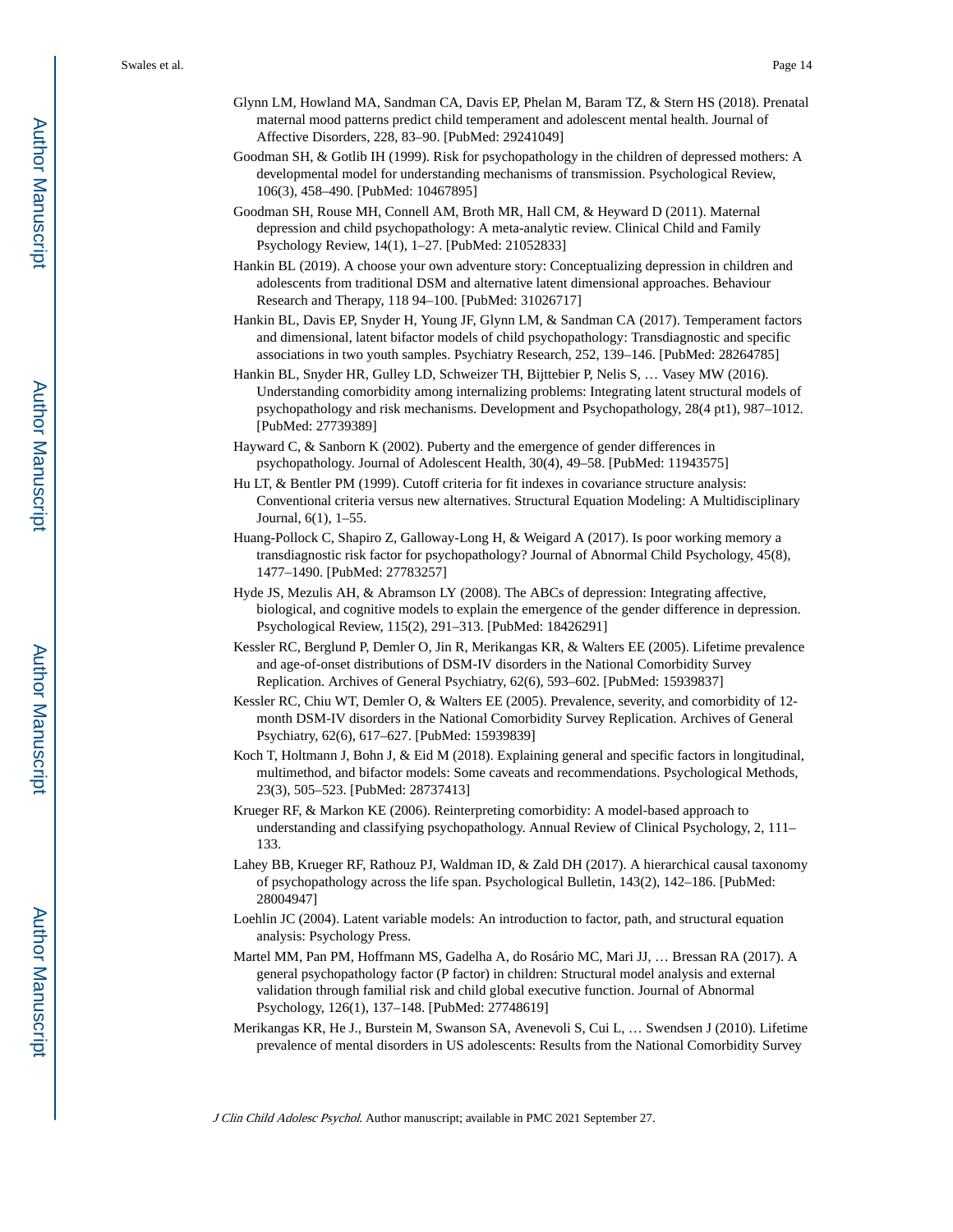Glynn LM, Howland MA, Sandman CA, Davis EP, Phelan M, Baram TZ, & Stern HS (2018). Prenatal maternal mood patterns predict child temperament and adolescent mental health. Journal of Affective Disorders, 228, 83–90. [PubMed: 29241049]

Goodman SH, & Gotlib IH (1999). Risk for psychopathology in the children of depressed mothers: A developmental model for understanding mechanisms of transmission. Psychological Review, 106(3), 458–490. [PubMed: 10467895]

Goodman SH, Rouse MH, Connell AM, Broth MR, Hall CM, & Heyward D (2011). Maternal depression and child psychopathology: A meta-analytic review. Clinical Child and Family Psychology Review, 14(1), 1–27. [PubMed: 21052833]

Hankin BL (2019). A choose your own adventure story: Conceptualizing depression in children and adolescents from traditional DSM and alternative latent dimensional approaches. Behaviour Research and Therapy, 118 94–100. [PubMed: 31026717]

Hankin BL, Davis EP, Snyder H, Young JF, Glynn LM, & Sandman CA (2017). Temperament factors and dimensional, latent bifactor models of child psychopathology: Transdiagnostic and specific associations in two youth samples. Psychiatry Research, 252, 139–146. [PubMed: 28264785]

Hankin BL, Snyder HR, Gulley LD, Schweizer TH, Bijttebier P, Nelis S, … Vasey MW (2016). Understanding comorbidity among internalizing problems: Integrating latent structural models of psychopathology and risk mechanisms. Development and Psychopathology, 28(4 pt1), 987–1012. [PubMed: 27739389]

Hayward C, & Sanborn K (2002). Puberty and the emergence of gender differences in psychopathology. Journal of Adolescent Health, 30(4), 49–58. [PubMed: 11943575]

Hu LT, & Bentler PM (1999). Cutoff criteria for fit indexes in covariance structure analysis: Conventional criteria versus new alternatives. Structural Equation Modeling: A Multidisciplinary Journal, 6(1), 1–55.

Huang-Pollock C, Shapiro Z, Galloway-Long H, & Weigard A (2017). Is poor working memory a transdiagnostic risk factor for psychopathology? Journal of Abnormal Child Psychology, 45(8), 1477–1490. [PubMed: 27783257]

Hyde JS, Mezulis AH, & Abramson LY (2008). The ABCs of depression: Integrating affective, biological, and cognitive models to explain the emergence of the gender difference in depression. Psychological Review, 115(2), 291–313. [PubMed: 18426291]

Kessler RC, Berglund P, Demler O, Jin R, Merikangas KR, & Walters EE (2005). Lifetime prevalence and age-of-onset distributions of DSM-IV disorders in the National Comorbidity Survey Replication. Archives of General Psychiatry, 62(6), 593–602. [PubMed: 15939837]

Kessler RC, Chiu WT, Demler O, & Walters EE (2005). Prevalence, severity, and comorbidity of 12-month DSM-IV disorders in the National Comorbidity Survey Replication. Archives of General Psychiatry, 62(6), 617–627. [PubMed: 15939839]

Koch T, Holtmann J, Bohn J, & Eid M (2018). Explaining general and specific factors in longitudinal, multimethod, and bifactor models: Some caveats and recommendations. Psychological Methods, 23(3), 505–523. [PubMed: 28737413]

Krueger RF, & Markon KE (2006). Reinterpreting comorbidity: A model-based approach to understanding and classifying psychopathology. Annual Review of Clinical Psychology, 2, 111–133.

Lahey BB, Krueger RF, Rathouz PJ, Waldman ID, & Zald DH (2017). A hierarchical causal taxonomy of psychopathology across the life span. Psychological Bulletin, 143(2), 142–186. [PubMed: 28004947]

Loehlin JC (2004). Latent variable models: An introduction to factor, path, and structural equation analysis: Psychology Press.

Martel MM, Pan PM, Hoffmann MS, Gadelha A, do Rosário MC, Mari JJ, … Bressan RA (2017). A general psychopathology factor (P factor) in children: Structural model analysis and external validation through familial risk and child global executive function. Journal of Abnormal Psychology, 126(1), 137–148. [PubMed: 27748619]

Merikangas KR, He J., Burstein M, Swanson SA, Avenevoli S, Cui L, … Swendsen J (2010). Lifetime prevalence of mental disorders in US adolescents: Results from the National Comorbidity Survey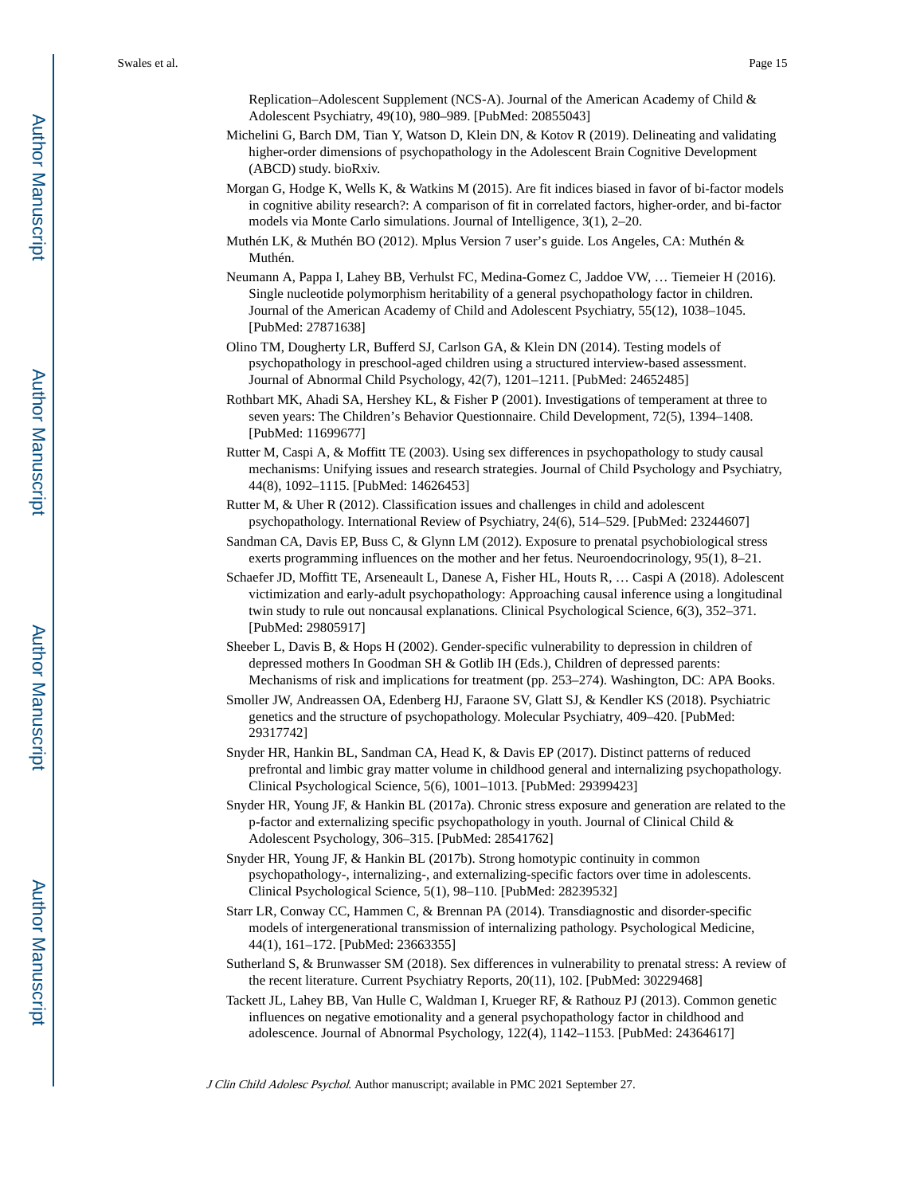Replication–Adolescent Supplement (NCS-A). Journal of the American Academy of Child & Adolescent Psychiatry, 49(10), 980–989. [PubMed: 20855043]

Michelini G, Barch DM, Tian Y, Watson D, Klein DN, & Kotov R (2019). Delineating and validating higher-order dimensions of psychopathology in the Adolescent Brain Cognitive Development (ABCD) study. bioRxiv.

Morgan G, Hodge K, Wells K, & Watkins M (2015). Are fit indices biased in favor of bi-factor models in cognitive ability research?: A comparison of fit in correlated factors, higher-order, and bi-factor models via Monte Carlo simulations. Journal of Intelligence, 3(1), 2–20.

Muthén LK, & Muthén BO (2012). Mplus Version 7 user's guide. Los Angeles, CA: Muthén & Muthén.

Neumann A, Pappa I, Lahey BB, Verhulst FC, Medina-Gomez C, Jaddoe VW, … Tiemeier H (2016). Single nucleotide polymorphism heritability of a general psychopathology factor in children. Journal of the American Academy of Child and Adolescent Psychiatry, 55(12), 1038–1045. [PubMed: 27871638]

Olino TM, Dougherty LR, Bufferd SJ, Carlson GA, & Klein DN (2014). Testing models of psychopathology in preschool-aged children using a structured interview-based assessment. Journal of Abnormal Child Psychology, 42(7), 1201–1211. [PubMed: 24652485]

Rothbart MK, Ahadi SA, Hershey KL, & Fisher P (2001). Investigations of temperament at three to seven years: The Children's Behavior Questionnaire. Child Development, 72(5), 1394–1408. [PubMed: 11699677]

Rutter M, Caspi A, & Moffitt TE (2003). Using sex differences in psychopathology to study causal mechanisms: Unifying issues and research strategies. Journal of Child Psychology and Psychiatry, 44(8), 1092–1115. [PubMed: 14626453]

Rutter M, & Uher R (2012). Classification issues and challenges in child and adolescent psychopathology. International Review of Psychiatry, 24(6), 514–529. [PubMed: 23244607]

Sandman CA, Davis EP, Buss C, & Glynn LM (2012). Exposure to prenatal psychobiological stress exerts programming influences on the mother and her fetus. Neuroendocrinology, 95(1), 8–21.

Schaefer JD, Moffitt TE, Arseneault L, Danese A, Fisher HL, Houts R, … Caspi A (2018). Adolescent victimization and early-adult psychopathology: Approaching causal inference using a longitudinal twin study to rule out noncausal explanations. Clinical Psychological Science, 6(3), 352–371. [PubMed: 29805917]

Sheeber L, Davis B, & Hops H (2002). Gender-specific vulnerability to depression in children of depressed mothers In Goodman SH & Gotlib IH (Eds.), Children of depressed parents: Mechanisms of risk and implications for treatment (pp. 253–274). Washington, DC: APA Books.

Smoller JW, Andreassen OA, Edenberg HJ, Faraone SV, Glatt SJ, & Kendler KS (2018). Psychiatric genetics and the structure of psychopathology. Molecular Psychiatry, 409–420. [PubMed: 29317742]

Snyder HR, Hankin BL, Sandman CA, Head K, & Davis EP (2017). Distinct patterns of reduced prefrontal and limbic gray matter volume in childhood general and internalizing psychopathology. Clinical Psychological Science, 5(6), 1001–1013. [PubMed: 29399423]

Snyder HR, Young JF, & Hankin BL (2017a). Chronic stress exposure and generation are related to the p-factor and externalizing specific psychopathology in youth. Journal of Clinical Child & Adolescent Psychology, 306–315. [PubMed: 28541762]

Snyder HR, Young JF, & Hankin BL (2017b). Strong homotypic continuity in common psychopathology-, internalizing-, and externalizing-specific factors over time in adolescents. Clinical Psychological Science, 5(1), 98–110. [PubMed: 28239532]

Starr LR, Conway CC, Hammen C, & Brennan PA (2014). Transdiagnostic and disorder-specific models of intergenerational transmission of internalizing pathology. Psychological Medicine, 44(1), 161–172. [PubMed: 23663355]

Sutherland S, & Brunwasser SM (2018). Sex differences in vulnerability to prenatal stress: A review of the recent literature. Current Psychiatry Reports, 20(11), 102. [PubMed: 30229468]

Tackett JL, Lahey BB, Van Hulle C, Waldman I, Krueger RF, & Rathouz PJ (2013). Common genetic influences on negative emotionality and a general psychopathology factor in childhood and adolescence. Journal of Abnormal Psychology, 122(4), 1142–1153. [PubMed: 24364617]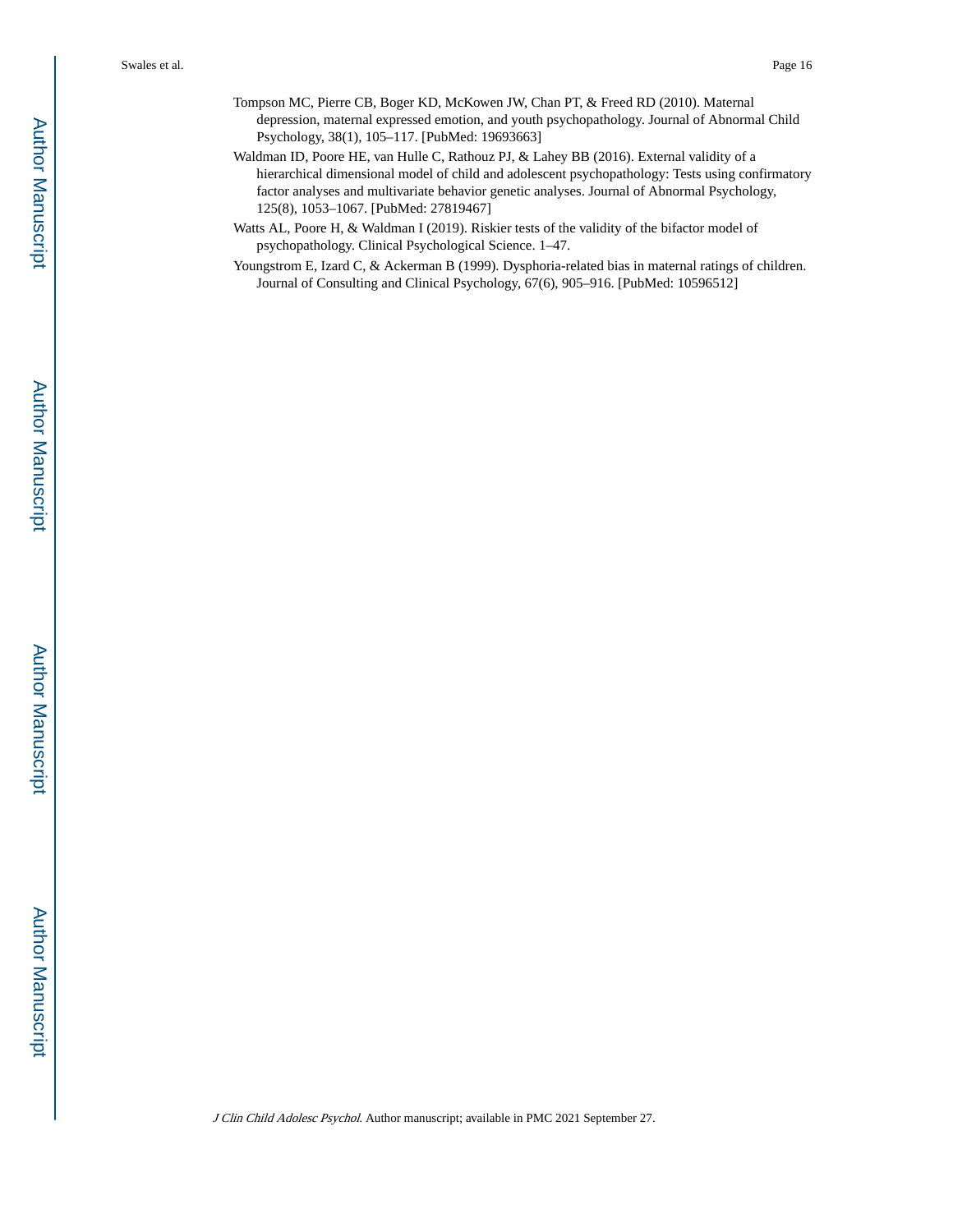Tompson MC, Pierre CB, Boger KD, McKowen JW, Chan PT, & Freed RD (2010). Maternal depression, maternal expressed emotion, and youth psychopathology. Journal of Abnormal Child Psychology, 38(1), 105–117. [PubMed: 19693663]

Waldman ID, Poore HE, van Hulle C, Rathouz PJ, & Lahey BB (2016). External validity of a hierarchical dimensional model of child and adolescent psychopathology: Tests using confirmatory factor analyses and multivariate behavior genetic analyses. Journal of Abnormal Psychology, 125(8), 1053–1067. [PubMed: 27819467]

Watts AL, Poore H, & Waldman I (2019). Riskier tests of the validity of the bifactor model of psychopathology. Clinical Psychological Science. 1–47.

Youngstrom E, Izard C, & Ackerman B (1999). Dysphoria-related bias in maternal ratings of children. Journal of Consulting and Clinical Psychology, 67(6), 905–916. [PubMed: 10596512]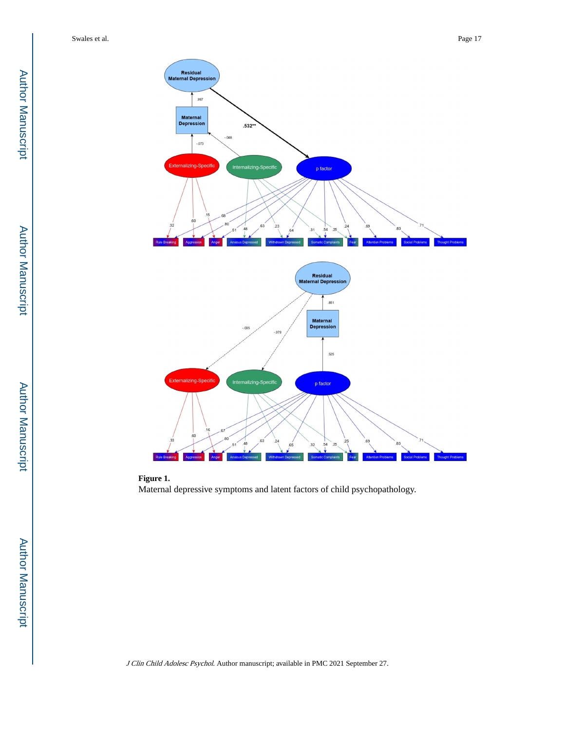**Figure 1.**

Maternal depressive symptoms and latent factors of child psychopathology.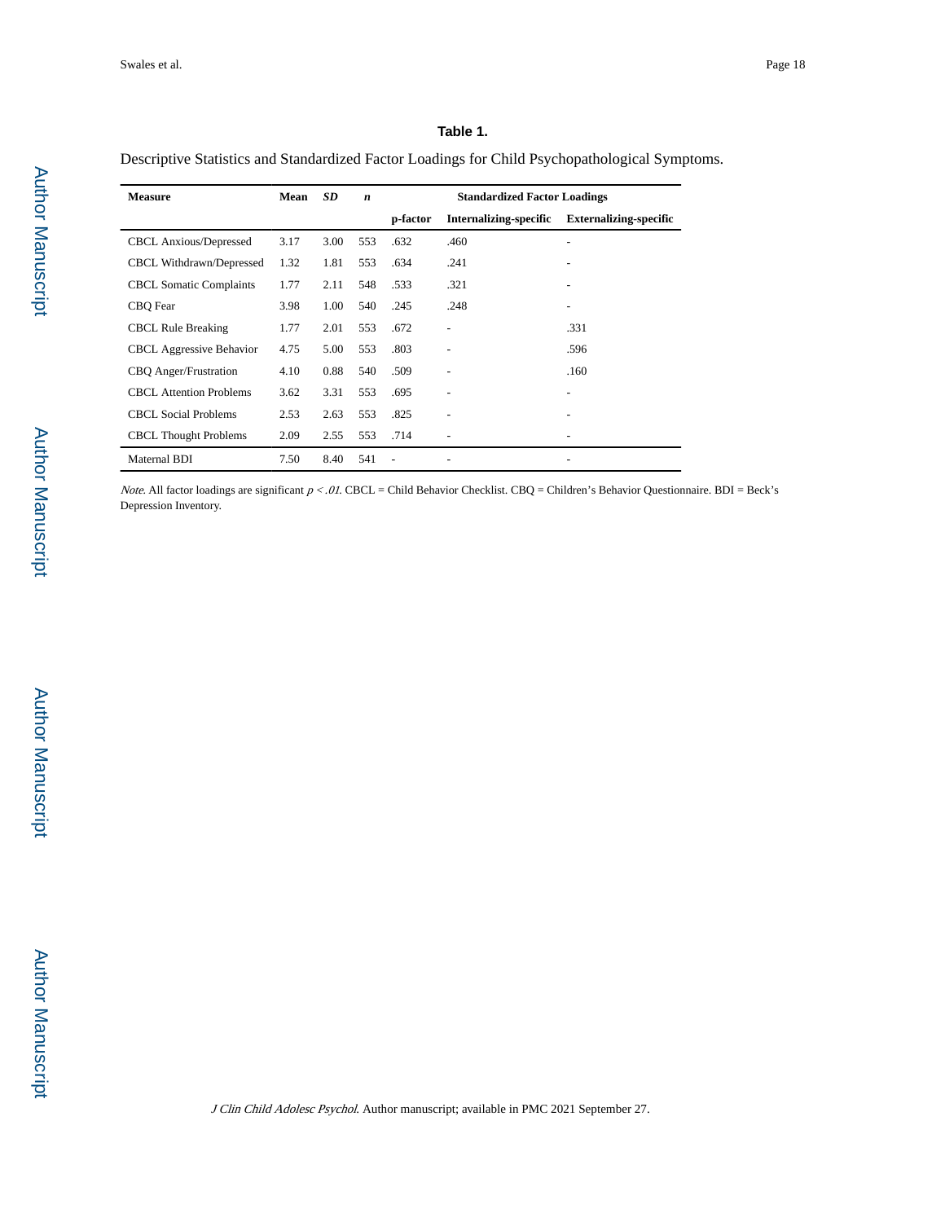**Table 1.**

Descriptive Statistics and Standardized Factor Loadings for Child Psychopathological Symptoms.

| Measure | Mean | *SD* | *n* | Standardized Factor Loadings | | |
|---|---|---|---|---|---|---|
| | | | | p-factor | Internalizing-specific | Externalizing-specific |
| CBCL Anxious/Depressed | 3.17 | 3.00 | 553 | .632 | .460 | - |
| CBCL Withdrawn/Depressed | 1.32 | 1.81 | 553 | .634 | .241 | - |
| CBCL Somatic Complaints | 1.77 | 2.11 | 548 | .533 | .321 | - |
| CBQ Fear | 3.98 | 1.00 | 540 | .245 | .248 | - |
| CBCL Rule Breaking | 1.77 | 2.01 | 553 | .672 | - | .331 |
| CBCL Aggressive Behavior | 4.75 | 5.00 | 553 | .803 | - | .596 |
| CBQ Anger/Frustration | 4.10 | 0.88 | 540 | .509 | - | .160 |
| CBCL Attention Problems | 3.62 | 3.31 | 553 | .695 | - | - |
| CBCL Social Problems | 2.53 | 2.63 | 553 | .825 | - | - |
| CBCL Thought Problems | 2.09 | 2.55 | 553 | .714 | - | - |
| Maternal BDI | 7.50 | 8.40 | 541 | - | - | - |

*Note*. All factor loadings are significant $p < .01$. CBCL = Child Behavior Checklist. CBQ = Children's Behavior Questionnaire. BDI = Beck's Depression Inventory.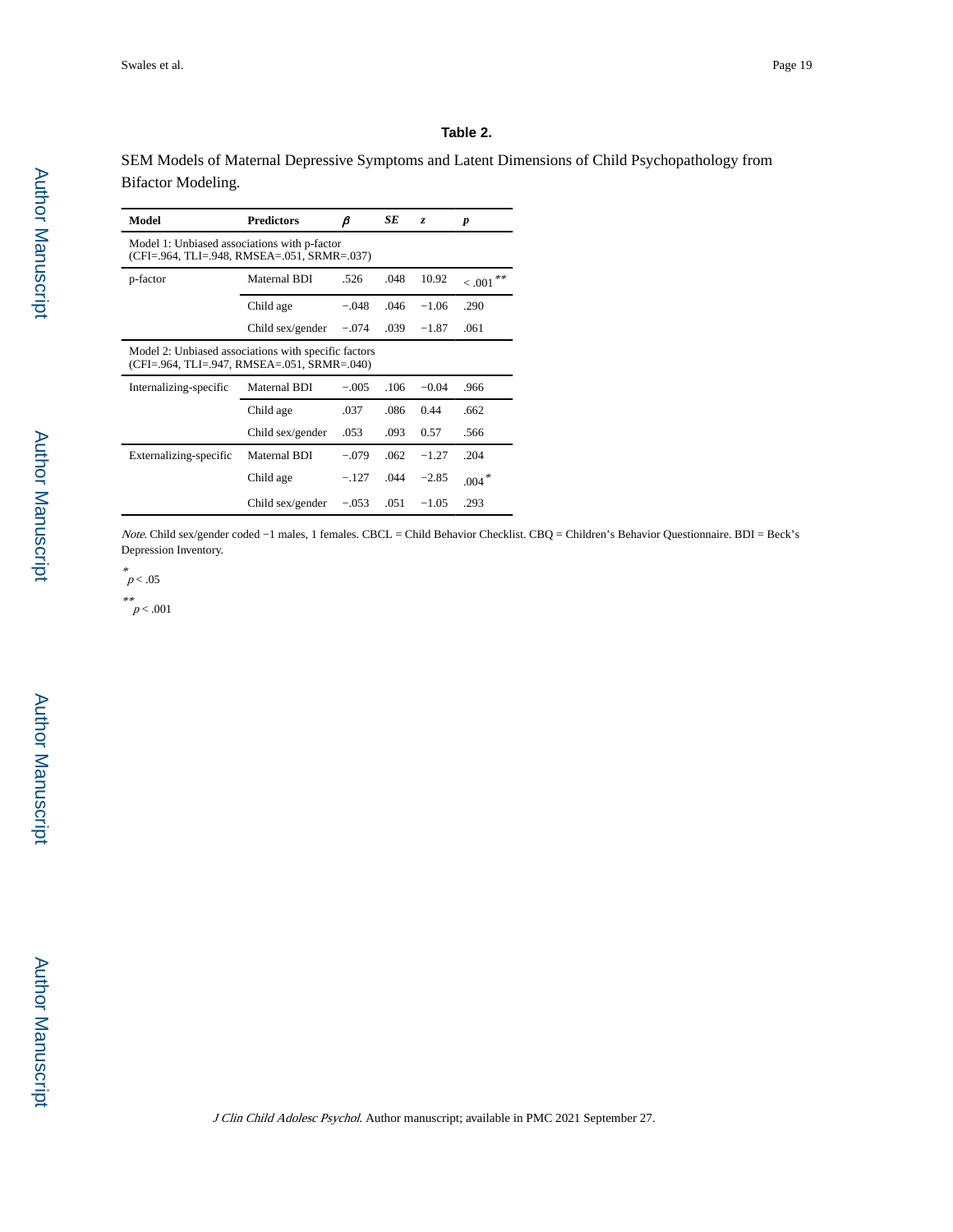**Table 2.**

SEM Models of Maternal Depressive Symptoms and Latent Dimensions of Child Psychopathology from Bifactor Modeling.

| Model | Predictors | *β* | *SE* | *z* | *p* |
|---|---|---|---|---|---|
| Model 1: Unbiased associations with p-factor (CFI=.964, TLI=.948, RMSEA=.051, SRMR=.037) | | | | | |
| p-factor | Maternal BDI | .526 | .048 | 10.92 | < .001** |
| | Child age | −.048 | .046 | −1.06 | .290 |
| | Child sex/gender | −.074 | .039 | −1.87 | .061 |
| Model 2: Unbiased associations with specific factors (CFI=.964, TLI=.947, RMSEA=.051, SRMR=.040) | | | | | |
| Internalizing-specific | Maternal BDI | −.005 | .106 | −0.04 | .966 |
| | Child age | .037 | .086 | 0.44 | .662 |
| | Child sex/gender | .053 | .093 | 0.57 | .566 |
| Externalizing-specific | Maternal BDI | −.079 | .062 | −1.27 | .204 |
| | Child age | −.127 | .044 | −2.85 | .004* |
| | Child sex/gender | −.053 | .051 | −1.05 | .293 |

*Note*. Child sex/gender coded −1 males, 1 females. CBCL = Child Behavior Checklist. CBQ = Children's Behavior Questionnaire. BDI = Beck's Depression Inventory.

\* $p < .05$

\*\* $p < .001$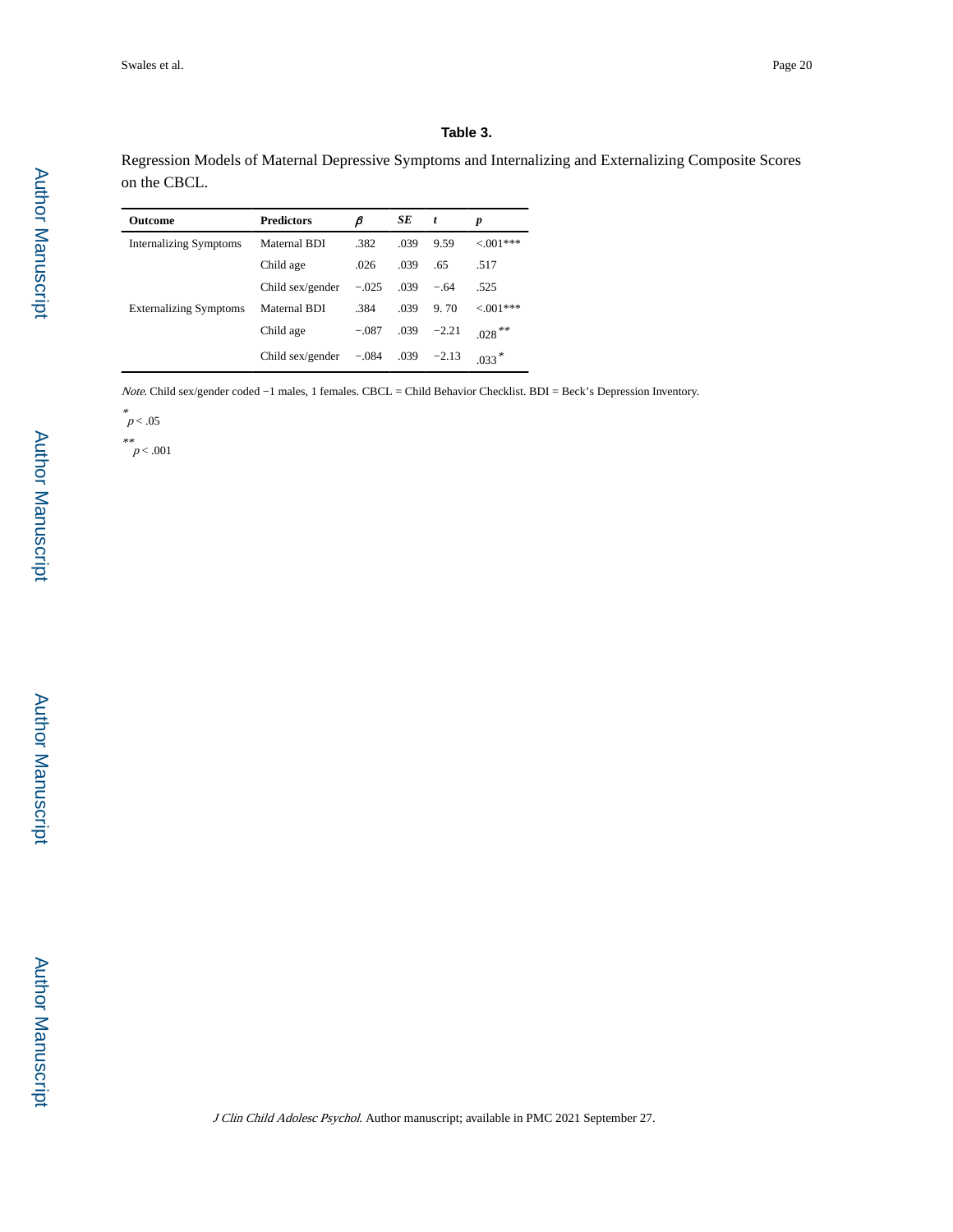**Table 3.**

Regression Models of Maternal Depressive Symptoms and Internalizing and Externalizing Composite Scores on the CBCL.

| Outcome | Predictors | β | SE | t | p |
|---|---|---|---|---|---|
| Internalizing Symptoms | Maternal BDI | .382 | .039 | 9.59 | <.001*** |
| | Child age | .026 | .039 | .65 | .517 |
| | Child sex/gender | −.025 | .039 | −.64 | .525 |
| Externalizing Symptoms | Maternal BDI | .384 | .039 | 9. 70 | <.001*** |
| | Child age | −.087 | .039 | −2.21 | .028** |
| | Child sex/gender | −.084 | .039 | −2.13 | .033* |

*Note*. Child sex/gender coded −1 males, 1 females. CBCL = Child Behavior Checklist. BDI = Beck's Depression Inventory.

\* $p < .05$

\*\* $p < .001$